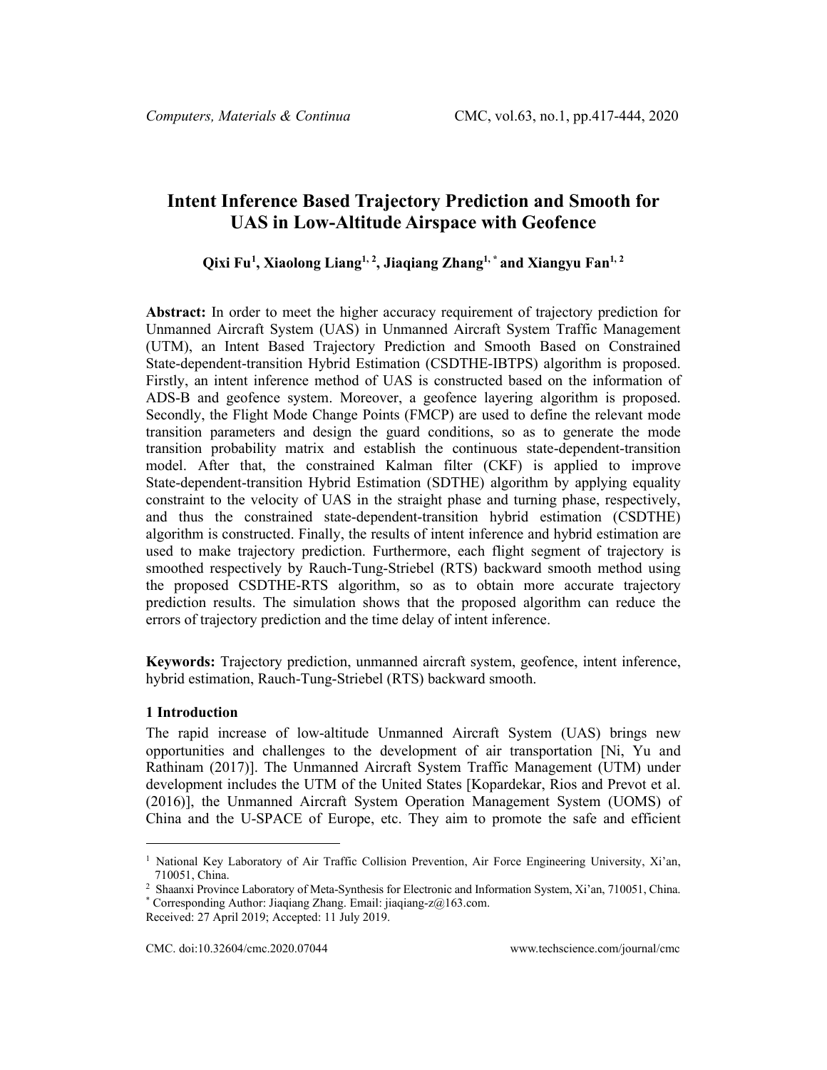# Intent Inference Based Trajectory Prediction and Smooth for UAS in Low-Altitude Airspace with Geofence

**Qixi Fu[1], Xiaolong Liang[1, 2], Jiaqiang Zhang[1, *] and Xiangyu Fan[1, 2]**

**Abstract:** In order to meet the higher accuracy requirement of trajectory prediction for Unmanned Aircraft System (UAS) in Unmanned Aircraft System Traffic Management (UTM), an Intent Based Trajectory Prediction and Smooth Based on Constrained State-dependent-transition Hybrid Estimation (CSDTHE-IBTPS) algorithm is proposed. Firstly, an intent inference method of UAS is constructed based on the information of ADS-B and geofence system. Moreover, a geofence layering algorithm is proposed. Secondly, the Flight Mode Change Points (FMCP) are used to define the relevant mode transition parameters and design the guard conditions, so as to generate the mode transition probability matrix and establish the continuous state-dependent-transition model. After that, the constrained Kalman filter (CKF) is applied to improve State-dependent-transition Hybrid Estimation (SDTHE) algorithm by applying equality constraint to the velocity of UAS in the straight phase and turning phase, respectively, and thus the constrained state-dependent-transition hybrid estimation (CSDTHE) algorithm is constructed. Finally, the results of intent inference and hybrid estimation are used to make trajectory prediction. Furthermore, each flight segment of trajectory is smoothed respectively by Rauch-Tung-Striebel (RTS) backward smooth method using the proposed CSDTHE-RTS algorithm, so as to obtain more accurate trajectory prediction results. The simulation shows that the proposed algorithm can reduce the errors of trajectory prediction and the time delay of intent inference.

**Keywords:** Trajectory prediction, unmanned aircraft system, geofence, intent inference, hybrid estimation, Rauch-Tung-Striebel (RTS) backward smooth.

## 1 Introduction

The rapid increase of low-altitude Unmanned Aircraft System (UAS) brings new opportunities and challenges to the development of air transportation [Ni, Yu and Rathinam (2017)]. The Unmanned Aircraft System Traffic Management (UTM) under development includes the UTM of the United States [Kopardekar, Rios and Prevot et al. (2016)], the Unmanned Aircraft System Operation Management System (UOMS) of China and the U-SPACE of Europe, etc. They aim to promote the safe and efficient

---

[1] National Key Laboratory of Air Traffic Collision Prevention, Air Force Engineering University, Xi'an, 710051, China.

[2] Shaanxi Province Laboratory of Meta-Synthesis for Electronic and Information System, Xi'an, 710051, China.

[*] Corresponding Author: Jiaqiang Zhang. Email: jiaqiang-z@163.com.

Received: 27 April 2019; Accepted: 11 July 2019.

CMC. doi:10.32604/cmc.2020.07044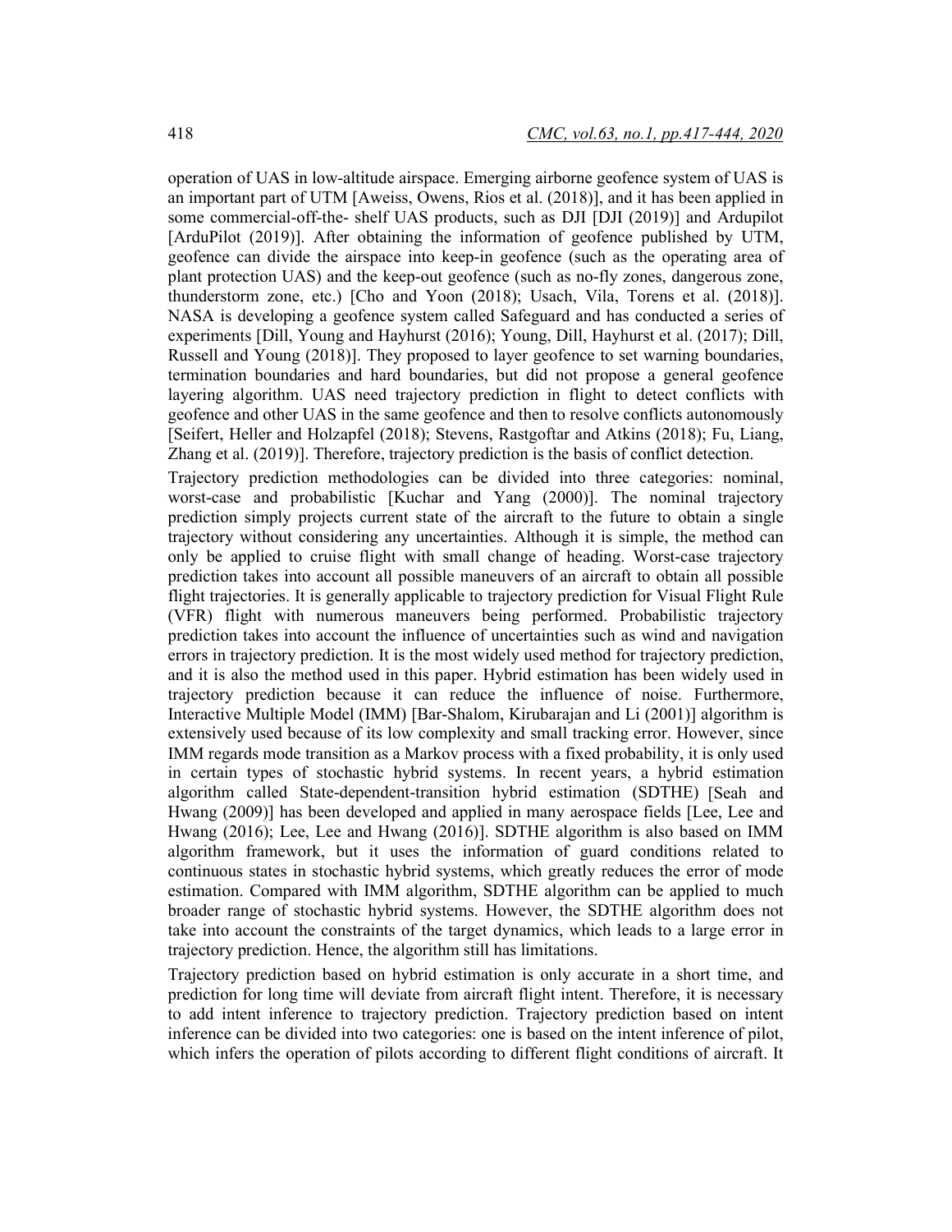operation of UAS in low-altitude airspace. Emerging airborne geofence system of UAS is an important part of UTM [Aweiss, Owens, Rios et al. (2018)], and it has been applied in some commercial-off-the- shelf UAS products, such as DJI [DJI (2019)] and Ardupilot [ArduPilot (2019)]. After obtaining the information of geofence published by UTM, geofence can divide the airspace into keep-in geofence (such as the operating area of plant protection UAS) and the keep-out geofence (such as no-fly zones, dangerous zone, thunderstorm zone, etc.) [Cho and Yoon (2018); Usach, Vila, Torens et al. (2018)]. NASA is developing a geofence system called Safeguard and has conducted a series of experiments [Dill, Young and Hayhurst (2016); Young, Dill, Hayhurst et al. (2017); Dill, Russell and Young (2018)]. They proposed to layer geofence to set warning boundaries, termination boundaries and hard boundaries, but did not propose a general geofence layering algorithm. UAS need trajectory prediction in flight to detect conflicts with geofence and other UAS in the same geofence and then to resolve conflicts autonomously [Seifert, Heller and Holzapfel (2018); Stevens, Rastgoftar and Atkins (2018); Fu, Liang, Zhang et al. (2019)]. Therefore, trajectory prediction is the basis of conflict detection.

Trajectory prediction methodologies can be divided into three categories: nominal, worst-case and probabilistic [Kuchar and Yang (2000)]. The nominal trajectory prediction simply projects current state of the aircraft to the future to obtain a single trajectory without considering any uncertainties. Although it is simple, the method can only be applied to cruise flight with small change of heading. Worst-case trajectory prediction takes into account all possible maneuvers of an aircraft to obtain all possible flight trajectories. It is generally applicable to trajectory prediction for Visual Flight Rule (VFR) flight with numerous maneuvers being performed. Probabilistic trajectory prediction takes into account the influence of uncertainties such as wind and navigation errors in trajectory prediction. It is the most widely used method for trajectory prediction, and it is also the method used in this paper. Hybrid estimation has been widely used in trajectory prediction because it can reduce the influence of noise. Furthermore, Interactive Multiple Model (IMM) [Bar-Shalom, Kirubarajan and Li (2001)] algorithm is extensively used because of its low complexity and small tracking error. However, since IMM regards mode transition as a Markov process with a fixed probability, it is only used in certain types of stochastic hybrid systems. In recent years, a hybrid estimation algorithm called State-dependent-transition hybrid estimation (SDTHE) [Seah and Hwang (2009)] has been developed and applied in many aerospace fields [Lee, Lee and Hwang (2016); Lee, Lee and Hwang (2016)]. SDTHE algorithm is also based on IMM algorithm framework, but it uses the information of guard conditions related to continuous states in stochastic hybrid systems, which greatly reduces the error of mode estimation. Compared with IMM algorithm, SDTHE algorithm can be applied to much broader range of stochastic hybrid systems. However, the SDTHE algorithm does not take into account the constraints of the target dynamics, which leads to a large error in trajectory prediction. Hence, the algorithm still has limitations.

Trajectory prediction based on hybrid estimation is only accurate in a short time, and prediction for long time will deviate from aircraft flight intent. Therefore, it is necessary to add intent inference to trajectory prediction. Trajectory prediction based on intent inference can be divided into two categories: one is based on the intent inference of pilot, which infers the operation of pilots according to different flight conditions of aircraft. It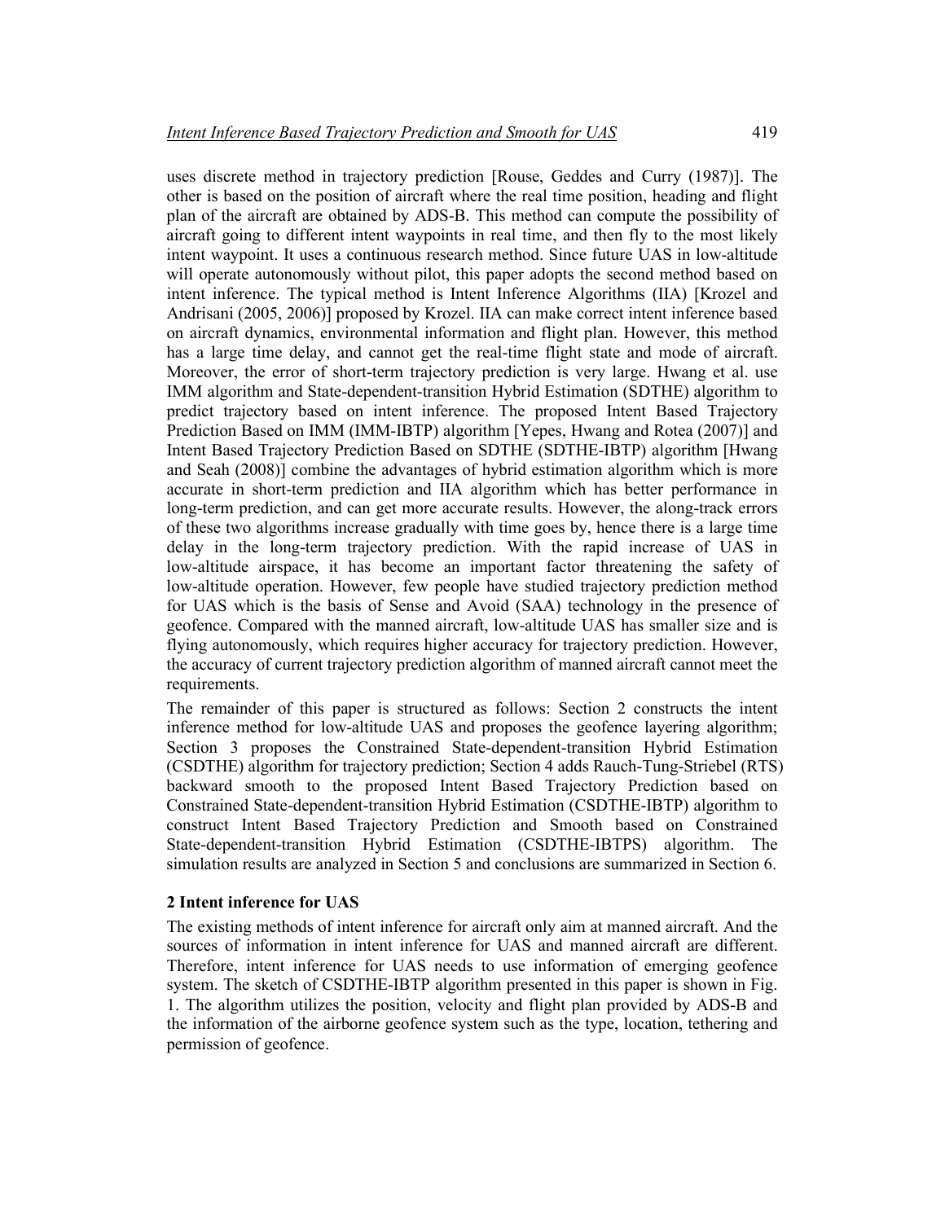uses discrete method in trajectory prediction [Rouse, Geddes and Curry (1987)]. The other is based on the position of aircraft where the real time position, heading and flight plan of the aircraft are obtained by ADS-B. This method can compute the possibility of aircraft going to different intent waypoints in real time, and then fly to the most likely intent waypoint. It uses a continuous research method. Since future UAS in low-altitude will operate autonomously without pilot, this paper adopts the second method based on intent inference. The typical method is Intent Inference Algorithms (IIA) [Krozel and Andrisani (2005, 2006)] proposed by Krozel. IIA can make correct intent inference based on aircraft dynamics, environmental information and flight plan. However, this method has a large time delay, and cannot get the real-time flight state and mode of aircraft. Moreover, the error of short-term trajectory prediction is very large. Hwang et al. use IMM algorithm and State-dependent-transition Hybrid Estimation (SDTHE) algorithm to predict trajectory based on intent inference. The proposed Intent Based Trajectory Prediction Based on IMM (IMM-IBTP) algorithm [Yepes, Hwang and Rotea (2007)] and Intent Based Trajectory Prediction Based on SDTHE (SDTHE-IBTP) algorithm [Hwang and Seah (2008)] combine the advantages of hybrid estimation algorithm which is more accurate in short-term prediction and IIA algorithm which has better performance in long-term prediction, and can get more accurate results. However, the along-track errors of these two algorithms increase gradually with time goes by, hence there is a large time delay in the long-term trajectory prediction. With the rapid increase of UAS in low-altitude airspace, it has become an important factor threatening the safety of low-altitude operation. However, few people have studied trajectory prediction method for UAS which is the basis of Sense and Avoid (SAA) technology in the presence of geofence. Compared with the manned aircraft, low-altitude UAS has smaller size and is flying autonomously, which requires higher accuracy for trajectory prediction. However, the accuracy of current trajectory prediction algorithm of manned aircraft cannot meet the requirements.

The remainder of this paper is structured as follows: Section 2 constructs the intent inference method for low-altitude UAS and proposes the geofence layering algorithm; Section 3 proposes the Constrained State-dependent-transition Hybrid Estimation (CSDTHE) algorithm for trajectory prediction; Section 4 adds Rauch-Tung-Striebel (RTS) backward smooth to the proposed Intent Based Trajectory Prediction based on Constrained State-dependent-transition Hybrid Estimation (CSDTHE-IBTP) algorithm to construct Intent Based Trajectory Prediction and Smooth based on Constrained State-dependent-transition Hybrid Estimation (CSDTHE-IBTPS) algorithm. The simulation results are analyzed in Section 5 and conclusions are summarized in Section 6.

## 2 Intent inference for UAS

The existing methods of intent inference for aircraft only aim at manned aircraft. And the sources of information in intent inference for UAS and manned aircraft are different. Therefore, intent inference for UAS needs to use information of emerging geofence system. The sketch of CSDTHE-IBTP algorithm presented in this paper is shown in Fig. 1. The algorithm utilizes the position, velocity and flight plan provided by ADS-B and the information of the airborne geofence system such as the type, location, tethering and permission of geofence.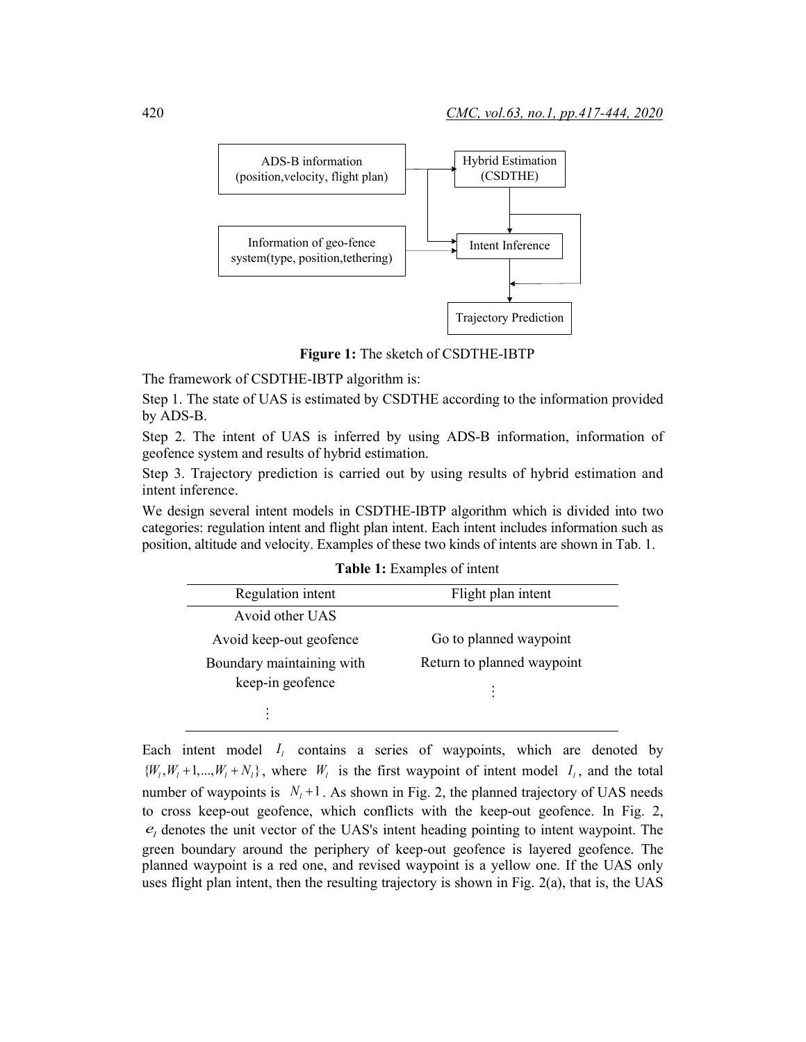ADS-B information (position,velocity, flight plan)

Hybrid Estimation (CSDTHE)

Information of geo-fence system(type, position,tethering)

Intent Inference

Trajectory Prediction

**Figure 1:** The sketch of CSDTHE-IBTP

The framework of CSDTHE-IBTP algorithm is:

Step 1. The state of UAS is estimated by CSDTHE according to the information provided by ADS-B.

Step 2. The intent of UAS is inferred by using ADS-B information, information of geofence system and results of hybrid estimation.

Step 3. Trajectory prediction is carried out by using results of hybrid estimation and intent inference.

We design several intent models in CSDTHE-IBTP algorithm which is divided into two categories: regulation intent and flight plan intent. Each intent includes information such as position, altitude and velocity. Examples of these two kinds of intents are shown in Tab. 1.

**Table 1:** Examples of intent

| Regulation intent | Flight plan intent |
|---|---|
| Avoid other UAS | |
| Avoid keep-out geofence | Go to planned waypoint |
| Boundary maintaining with keep-in geofence | Return to planned waypoint |
| ⋮ | ⋮ |

Each intent model $I_l$ contains a series of waypoints, which are denoted by $\{W_l, W_l+1, ..., W_l+N_l\}$, where $W_l$ is the first waypoint of intent model $I_l$, and the total number of waypoints is $N_l+1$. As shown in Fig. 2, the planned trajectory of UAS needs to cross keep-out geofence, which conflicts with the keep-out geofence. In Fig. 2, $e_l$ denotes the unit vector of the UAS's intent heading pointing to intent waypoint. The green boundary around the periphery of keep-out geofence is layered geofence. The planned waypoint is a red one, and revised waypoint is a yellow one. If the UAS only uses flight plan intent, then the resulting trajectory is shown in Fig. 2(a), that is, the UAS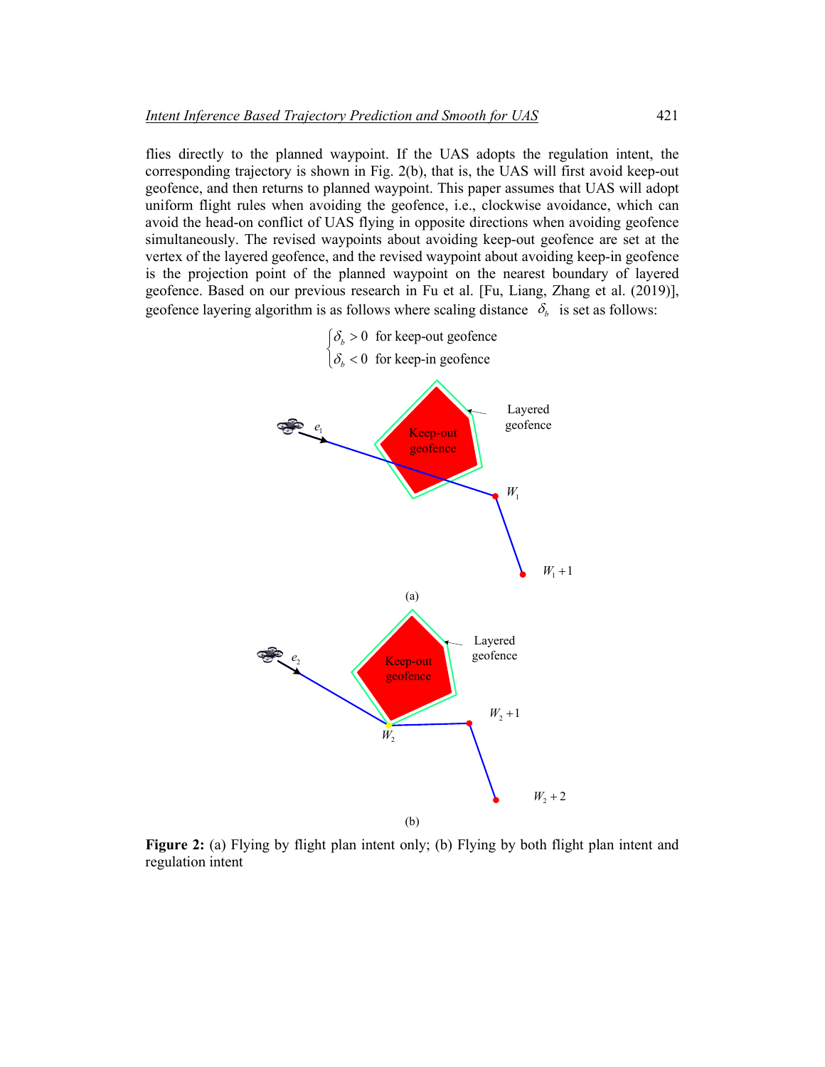flies directly to the planned waypoint. If the UAS adopts the regulation intent, the corresponding trajectory is shown in Fig. 2(b), that is, the UAS will first avoid keep-out geofence, and then returns to planned waypoint. This paper assumes that UAS will adopt uniform flight rules when avoiding the geofence, i.e., clockwise avoidance, which can avoid the head-on conflict of UAS flying in opposite directions when avoiding geofence simultaneously. The revised waypoints about avoiding keep-out geofence are set at the vertex of the layered geofence, and the revised waypoint about avoiding keep-in geofence is the projection point of the planned waypoint on the nearest boundary of layered geofence. Based on our previous research in Fu et al. [Fu, Liang, Zhang et al. (2019)], geofence layering algorithm is as follows where scaling distance $\delta_b$ is set as follows:

$$
\begin{cases}
\delta_b > 0 & \text{for keep-out geofence} \\
\delta_b < 0 & \text{for keep-in geofence}
\end{cases}
$$

$e_1$

Keep-out geofence

Layered geofence

$W_1$

$W_1 + 1$

(a)

$e_2$

Keep-out geofence

Layered geofence

$W_2$

$W_2 + 1$

$W_2 + 2$

(b)

**Figure 2:** (a) Flying by flight plan intent only; (b) Flying by both flight plan intent and regulation intent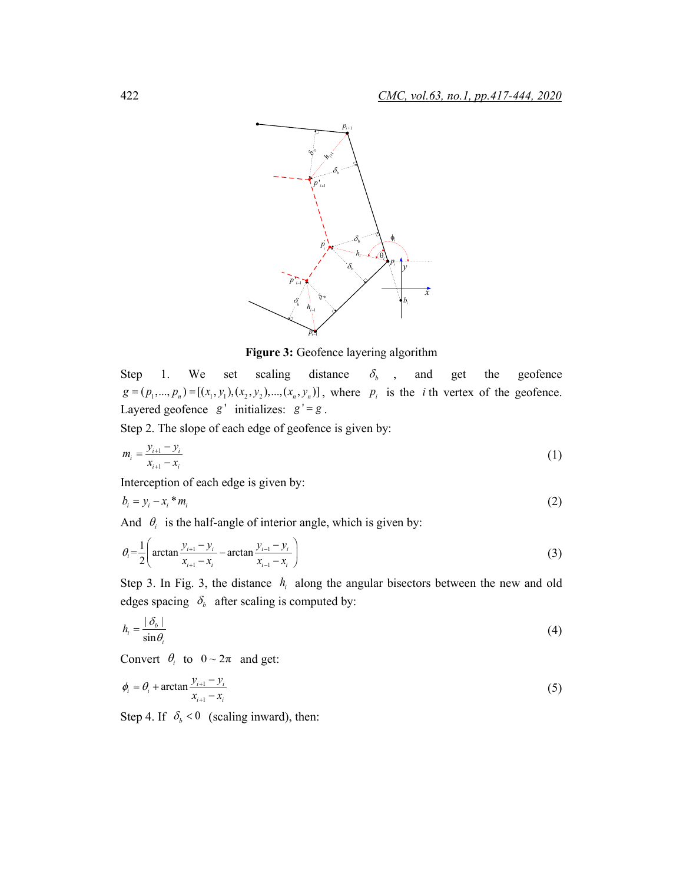Figure 3: Geofence layering algorithm

Step 1. We set scaling distance $\delta_b$ , and get the geofence $g=(p_1,...,p_n)=[(x_1,y_1),(x_2,y_2),...,(x_n,y_n)]$, where $p_i$ is the $i$ th vertex of the geofence. Layered geofence $g'$ initializes: $g'=g$.

Step 2. The slope of each edge of geofence is given by:

$$m_i=\frac{y_{i+1}-y_i}{x_{i+1}-x_i} \tag{1}$$

Interception of each edge is given by:

$$b_i=y_i-x_i*m_i \tag{2}$$

And $\theta_i$ is the half-angle of interior angle, which is given by:

$$\theta_i=\frac{1}{2}\left(\arctan\frac{y_{i+1}-y_i}{x_{i+1}-x_i}-\arctan\frac{y_{i-1}-y_i}{x_{i-1}-x_i}\right) \tag{3}$$

Step 3. In Fig. 3, the distance $h_i$ along the angular bisectors between the new and old edges spacing $\delta_b$ after scaling is computed by:

$$h_i=\frac{|\delta_b|}{\sin\theta_i} \tag{4}$$

Convert $\theta_i$ to $0\sim 2\pi$ and get:

$$\phi_i=\theta_i+\arctan\frac{y_{i+1}-y_i}{x_{i+1}-x_i} \tag{5}$$

Step 4. If $\delta_b<0$ (scaling inward), then: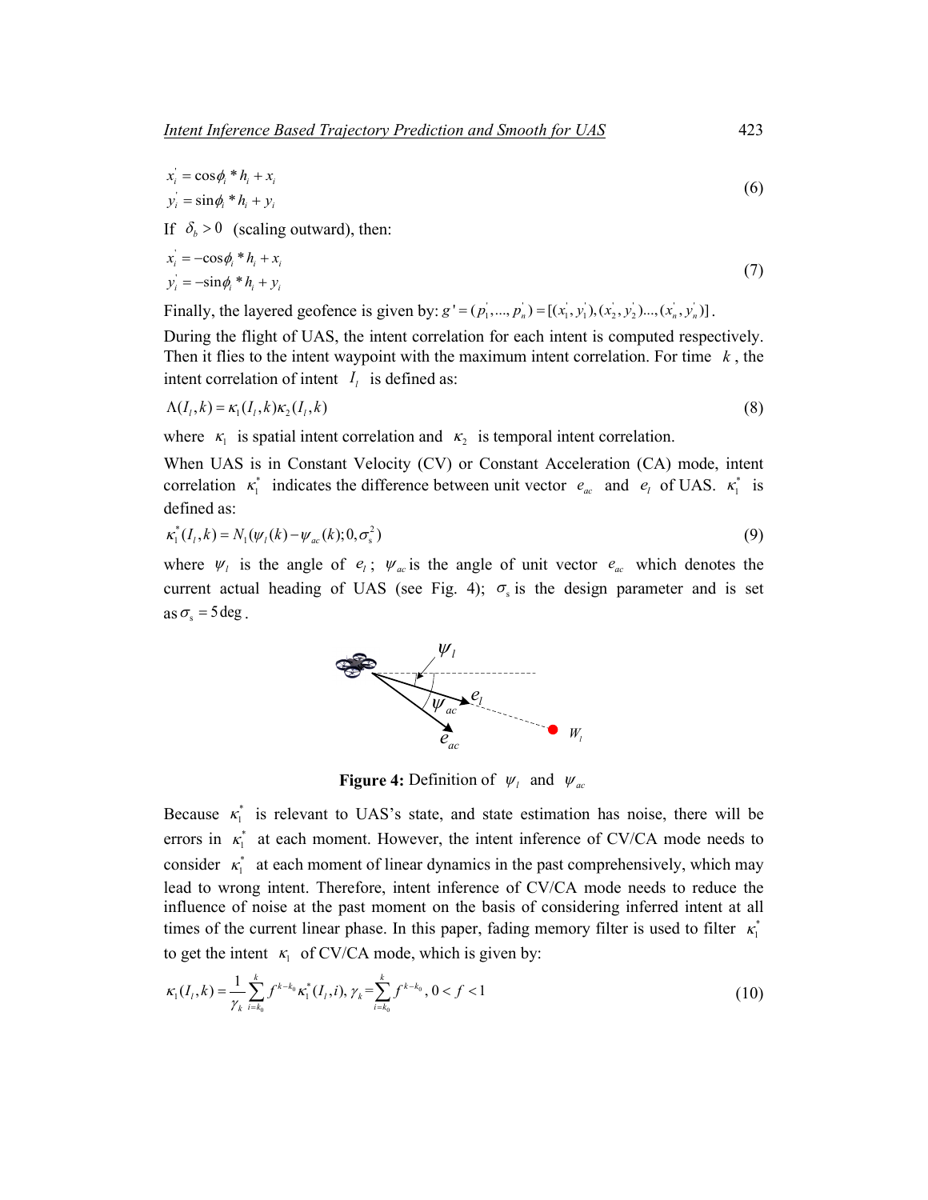$$
\begin{aligned}
x_i^{'} &= \cos\phi_i * h_i + x_i \\
y_i^{'} &= \sin\phi_i * h_i + y_i
\end{aligned}
\tag{6}
$$

If $\delta_b > 0$ (scaling outward), then:

$$
\begin{aligned}
x_i^{'} &= -\cos\phi_i * h_i + x_i \\
y_i^{'} &= -\sin\phi_i * h_i + y_i
\end{aligned}
\tag{7}
$$

Finally, the layered geofence is given by: $g' = (p_1^{'}, ..., p_n^{'}) = [(x_1^{'}, y_1^{'}), (x_2^{'}, y_2^{'})..., (x_n^{'}, y_n^{'})]$.

During the flight of UAS, the intent correlation for each intent is computed respectively. Then it flies to the intent waypoint with the maximum intent correlation. For time $k$, the intent correlation of intent $I_l$ is defined as:

$$
\Lambda(I_l, k) = \kappa_1(I_l, k)\kappa_2(I_l, k) \tag{8}
$$

where $\kappa_1$ is spatial intent correlation and $\kappa_2$ is temporal intent correlation.

When UAS is in Constant Velocity (CV) or Constant Acceleration (CA) mode, intent correlation $\kappa_1^*$ indicates the difference between unit vector $e_{ac}$ and $e_l$ of UAS. $\kappa_1^*$ is defined as:

$$
\kappa_1^*(I_l, k) = N_1(\psi_l(k) - \psi_{ac}(k); 0, \sigma_s^2) \tag{9}
$$

where $\psi_l$ is the angle of $e_l$; $\psi_{ac}$ is the angle of unit vector $e_{ac}$ which denotes the current actual heading of UAS (see Fig. 4); $\sigma_s$ is the design parameter and is set as $\sigma_s = 5\deg$.

$\psi_l$

$e_l$

$\psi_{ac}$

$e_{ac}$

$W_l$

**Figure 4:** Definition of $\psi_l$ and $\psi_{ac}$

Because $\kappa_1^*$ is relevant to UAS's state, and state estimation has noise, there will be errors in $\kappa_1^*$ at each moment. However, the intent inference of CV/CA mode needs to consider $\kappa_1^*$ at each moment of linear dynamics in the past comprehensively, which may lead to wrong intent. Therefore, intent inference of CV/CA mode needs to reduce the influence of noise at the past moment on the basis of considering inferred intent at all times of the current linear phase. In this paper, fading memory filter is used to filter $\kappa_1^*$ to get the intent $\kappa_1$ of CV/CA mode, which is given by:

$$
\kappa_1(I_l, k) = \frac{1}{\gamma_k}\sum_{i=k_0}^{k} f^{k-k_0}\kappa_1^*(I_l, i), \; \gamma_k = \sum_{i=k_0}^{k} f^{k-k_0}, \; 0 < f < 1 \tag{10}
$$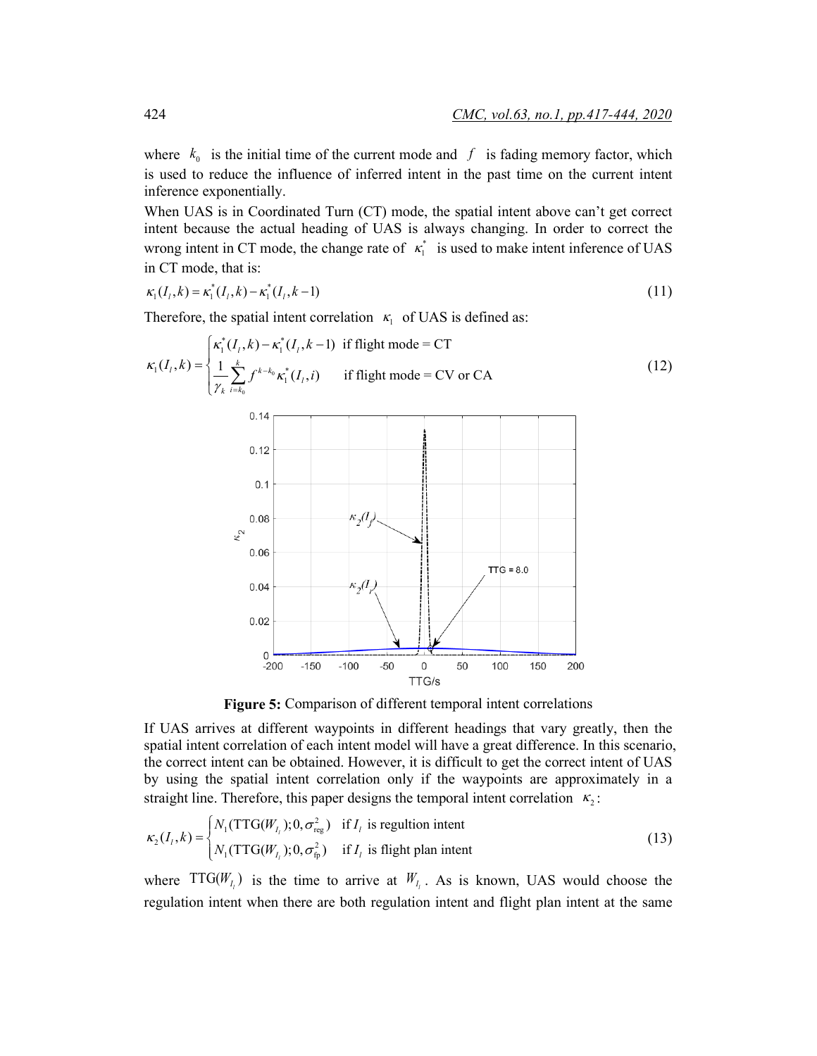where $k_0$ is the initial time of the current mode and $f$ is fading memory factor, which is used to reduce the influence of inferred intent in the past time on the current intent inference exponentially.

When UAS is in Coordinated Turn (CT) mode, the spatial intent above can't get correct intent because the actual heading of UAS is always changing. In order to correct the wrong intent in CT mode, the change rate of $\kappa_1^*$ is used to make intent inference of UAS in CT mode, that is:

$$\kappa_1(I_l,k)=\kappa_1^*(I_l,k)-\kappa_1^*(I_l,k-1) \tag{11}$$

Therefore, the spatial intent correlation $\kappa_1$ of UAS is defined as:

$$\kappa_1(I_l,k)=\begin{cases}\kappa_1^*(I_l,k)-\kappa_1^*(I_l,k-1) & \text{if flight mode = CT}\\ \dfrac{1}{\gamma_k}\displaystyle\sum_{i=k_0}^{k} f^{k-k_0}\kappa_1^*(I_l,i) & \text{if flight mode = CV or CA}\end{cases} \tag{12}$$

0.14
0.12
0.1
0.08
0.06
0.04
0.02
0
-200 -150 -100 -50 0 50 100 150 200
TTG/s
$\kappa_2$
$\kappa_2(I_f)$
$\kappa_2(I_r)$
TTG = 8.0

**Figure 5:** Comparison of different temporal intent correlations

If UAS arrives at different waypoints in different headings that vary greatly, then the spatial intent correlation of each intent model will have a great difference. In this scenario, the correct intent can be obtained. However, it is difficult to get the correct intent of UAS by using the spatial intent correlation only if the waypoints are approximately in a straight line. Therefore, this paper designs the temporal intent correlation $\kappa_2$:

$$\kappa_2(I_l,k)=\begin{cases}N_1(\text{TTG}(W_{I_l});0,\sigma_{\text{reg}}^2) & \text{if } I_l \text{ is regultion intent}\\ N_1(\text{TTG}(W_{I_l});0,\sigma_{\text{fp}}^2) & \text{if } I_l \text{ is flight plan intent}\end{cases} \tag{13}$$

where $\text{TTG}(W_{I_l})$ is the time to arrive at $W_{I_l}$. As is known, UAS would choose the regulation intent when there are both regulation intent and flight plan intent at the same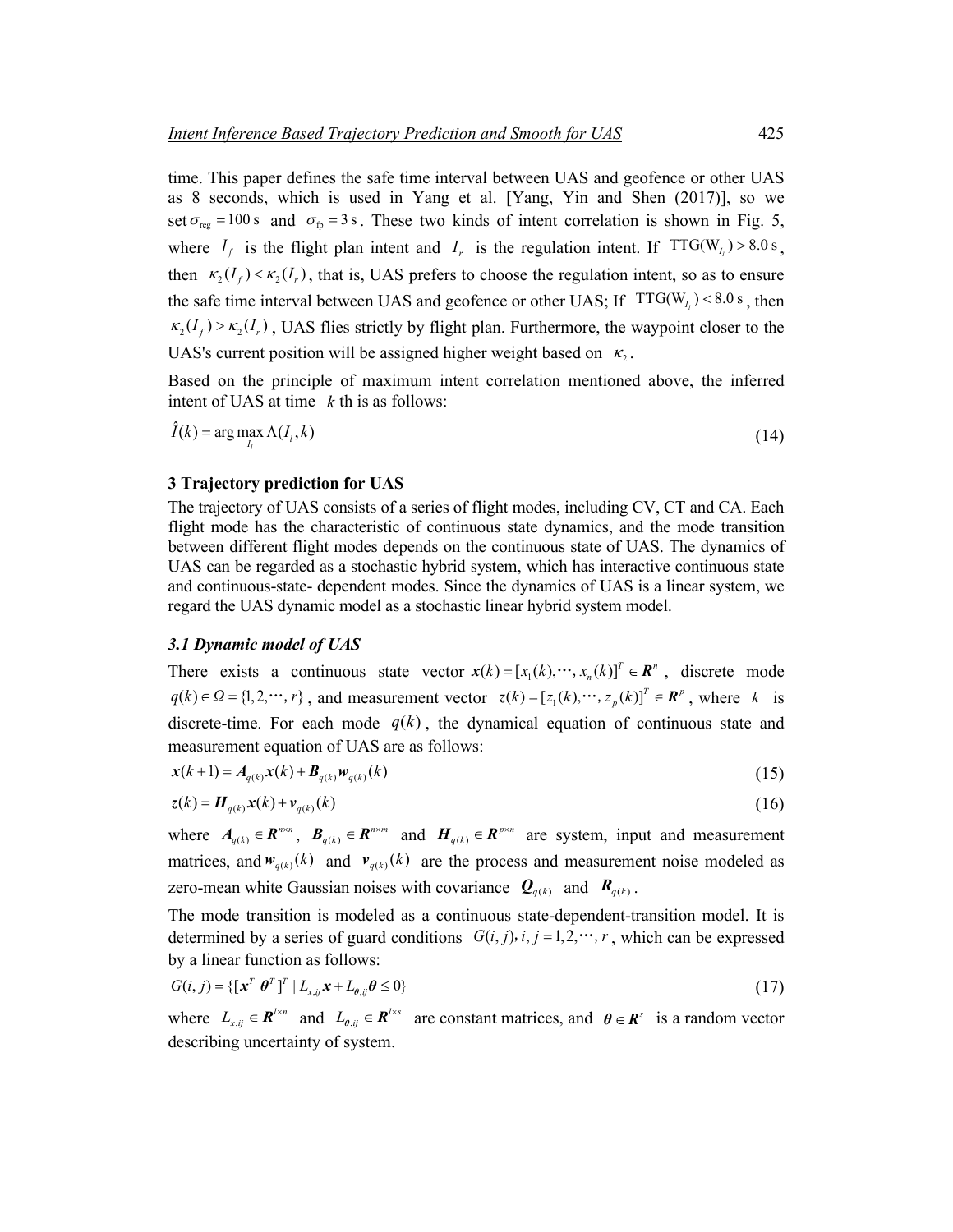time. This paper defines the safe time interval between UAS and geofence or other UAS as 8 seconds, which is used in Yang et al. [Yang, Yin and Shen (2017)], so we set $\sigma_{\text{reg}} = 100\,\text{s}$ and $\sigma_{\text{fp}} = 3\,\text{s}$. These two kinds of intent correlation is shown in Fig. 5, where $I_f$ is the flight plan intent and $I_r$ is the regulation intent. If $\text{TTG}(\text{W}_{I_l}) > 8.0\,\text{s}$, then $\kappa_2(I_f) < \kappa_2(I_r)$, that is, UAS prefers to choose the regulation intent, so as to ensure the safe time interval between UAS and geofence or other UAS; If $\text{TTG}(\text{W}_{I_l}) < 8.0\,\text{s}$, then $\kappa_2(I_f) > \kappa_2(I_r)$, UAS flies strictly by flight plan. Furthermore, the waypoint closer to the UAS's current position will be assigned higher weight based on $\kappa_2$.

Based on the principle of maximum intent correlation mentioned above, the inferred intent of UAS at time $k$ th is as follows:

$$\hat{I}(k) = \arg\max_{I_l} \Lambda(I_l, k) \tag{14}$$

## 3 Trajectory prediction for UAS

The trajectory of UAS consists of a series of flight modes, including CV, CT and CA. Each flight mode has the characteristic of continuous state dynamics, and the mode transition between different flight modes depends on the continuous state of UAS. The dynamics of UAS can be regarded as a stochastic hybrid system, which has interactive continuous state and continuous-state- dependent modes. Since the dynamics of UAS is a linear system, we regard the UAS dynamic model as a stochastic linear hybrid system model.

### *3.1 Dynamic model of UAS*

There exists a continuous state vector $\boldsymbol{x}(k) = [x_1(k), \cdots, x_n(k)]^T \in \boldsymbol{R}^n$, discrete mode $q(k) \in \Omega = \{1, 2, \cdots, r\}$, and measurement vector $\boldsymbol{z}(k) = [z_1(k), \cdots, z_p(k)]^T \in \boldsymbol{R}^p$, where $k$ is discrete-time. For each mode $q(k)$, the dynamical equation of continuous state and measurement equation of UAS are as follows:

$$\boldsymbol{x}(k+1) = \boldsymbol{A}_{q(k)}\boldsymbol{x}(k) + \boldsymbol{B}_{q(k)}\boldsymbol{w}_{q(k)}(k) \tag{15}$$

$$\boldsymbol{z}(k) = \boldsymbol{H}_{q(k)}\boldsymbol{x}(k) + \boldsymbol{v}_{q(k)}(k) \tag{16}$$

where $\boldsymbol{A}_{q(k)} \in \boldsymbol{R}^{n\times n}$, $\boldsymbol{B}_{q(k)} \in \boldsymbol{R}^{n\times m}$ and $\boldsymbol{H}_{q(k)} \in \boldsymbol{R}^{p\times n}$ are system, input and measurement matrices, and $\boldsymbol{w}_{q(k)}(k)$ and $\boldsymbol{v}_{q(k)}(k)$ are the process and measurement noise modeled as zero-mean white Gaussian noises with covariance $\boldsymbol{Q}_{q(k)}$ and $\boldsymbol{R}_{q(k)}$.

The mode transition is modeled as a continuous state-dependent-transition model. It is determined by a series of guard conditions $G(i, j), i, j = 1, 2, \cdots, r$, which can be expressed by a linear function as follows:

$$G(i, j) = \{[\boldsymbol{x}^T \ \boldsymbol{\theta}^T]^T \mid L_{x,ij}\boldsymbol{x} + L_{\boldsymbol{\theta},ij}\boldsymbol{\theta} \le 0\} \tag{17}$$

where $L_{x,ij} \in \boldsymbol{R}^{l\times n}$ and $L_{\boldsymbol{\theta},ij} \in \boldsymbol{R}^{l\times s}$ are constant matrices, and $\boldsymbol{\theta} \in \boldsymbol{R}^s$ is a random vector describing uncertainty of system.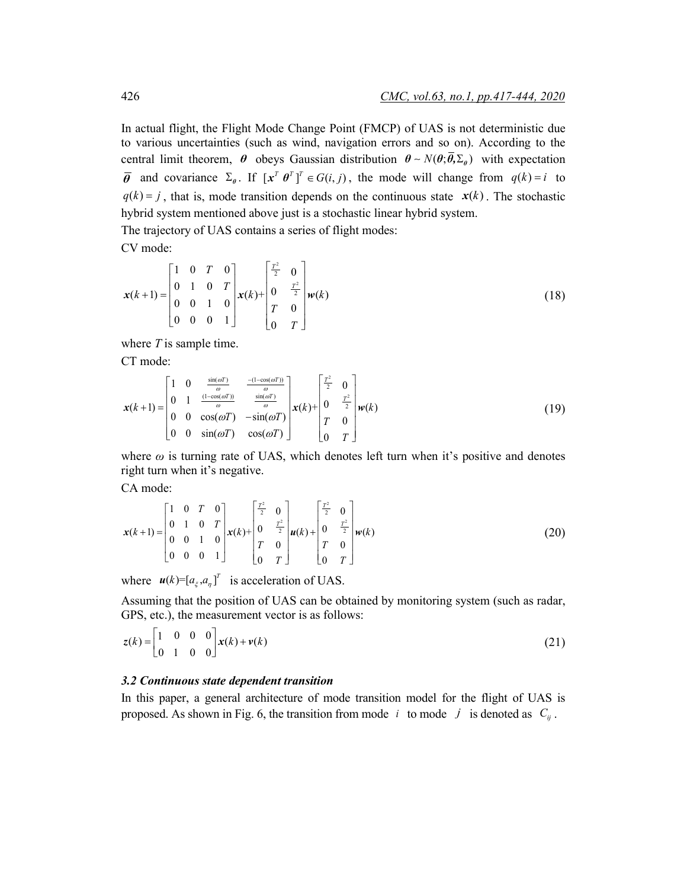In actual flight, the Flight Mode Change Point (FMCP) of UAS is not deterministic due to various uncertainties (such as wind, navigation errors and so on). According to the central limit theorem, $\boldsymbol{\theta}$ obeys Gaussian distribution $\boldsymbol{\theta} \sim N(\boldsymbol{\theta}; \overline{\boldsymbol{\theta}}, \Sigma_{\boldsymbol{\theta}})$ with expectation $\overline{\boldsymbol{\theta}}$ and covariance $\Sigma_{\boldsymbol{\theta}}$. If $[\boldsymbol{x}^T \ \boldsymbol{\theta}^T]^T \in G(i,j)$, the mode will change from $q(k)=i$ to $q(k)=j$, that is, mode transition depends on the continuous state $\boldsymbol{x}(k)$. The stochastic hybrid system mentioned above just is a stochastic linear hybrid system.

The trajectory of UAS contains a series of flight modes:

CV mode:

$$\boldsymbol{x}(k+1)=\begin{bmatrix} 1 & 0 & T & 0 \\ 0 & 1 & 0 & T \\ 0 & 0 & 1 & 0 \\ 0 & 0 & 0 & 1 \end{bmatrix}\boldsymbol{x}(k)+\begin{bmatrix} \frac{T^2}{2} & 0 \\ 0 & \frac{T^2}{2} \\ T & 0 \\ 0 & T \end{bmatrix}\boldsymbol{w}(k) \tag{18}$$

where $T$ is sample time.

CT mode:

$$\boldsymbol{x}(k+1)=\begin{bmatrix} 1 & 0 & \frac{\sin(\omega T)}{\omega} & \frac{-(1-\cos(\omega T))}{\omega} \\ 0 & 1 & \frac{(1-\cos(\omega T))}{\omega} & \frac{\sin(\omega T)}{\omega} \\ 0 & 0 & \cos(\omega T) & -\sin(\omega T) \\ 0 & 0 & \sin(\omega T) & \cos(\omega T) \end{bmatrix}\boldsymbol{x}(k)+\begin{bmatrix} \frac{T^2}{2} & 0 \\ 0 & \frac{T^2}{2} \\ T & 0 \\ 0 & T \end{bmatrix}\boldsymbol{w}(k) \tag{19}$$

where $\omega$ is turning rate of UAS, which denotes left turn when it's positive and denotes right turn when it's negative.

CA mode:

$$\boldsymbol{x}(k+1)=\begin{bmatrix} 1 & 0 & T & 0 \\ 0 & 1 & 0 & T \\ 0 & 0 & 1 & 0 \\ 0 & 0 & 0 & 1 \end{bmatrix}\boldsymbol{x}(k)+\begin{bmatrix} \frac{T^2}{2} & 0 \\ 0 & \frac{T^2}{2} \\ T & 0 \\ 0 & T \end{bmatrix}\boldsymbol{u}(k)+\begin{bmatrix} \frac{T^2}{2} & 0 \\ 0 & \frac{T^2}{2} \\ T & 0 \\ 0 & T \end{bmatrix}\boldsymbol{w}(k) \tag{20}$$

where $\boldsymbol{u}(k)=[a_{\xi}, a_{\eta}]^T$ is acceleration of UAS.

Assuming that the position of UAS can be obtained by monitoring system (such as radar, GPS, etc.), the measurement vector is as follows:

$$\boldsymbol{z}(k)=\begin{bmatrix} 1 & 0 & 0 & 0 \\ 0 & 1 & 0 & 0 \end{bmatrix}\boldsymbol{x}(k)+\boldsymbol{v}(k) \tag{21}$$

### *3.2 Continuous state dependent transition*

In this paper, a general architecture of mode transition model for the flight of UAS is proposed. As shown in Fig. 6, the transition from mode $i$ to mode $j$ is denoted as $C_{ij}$.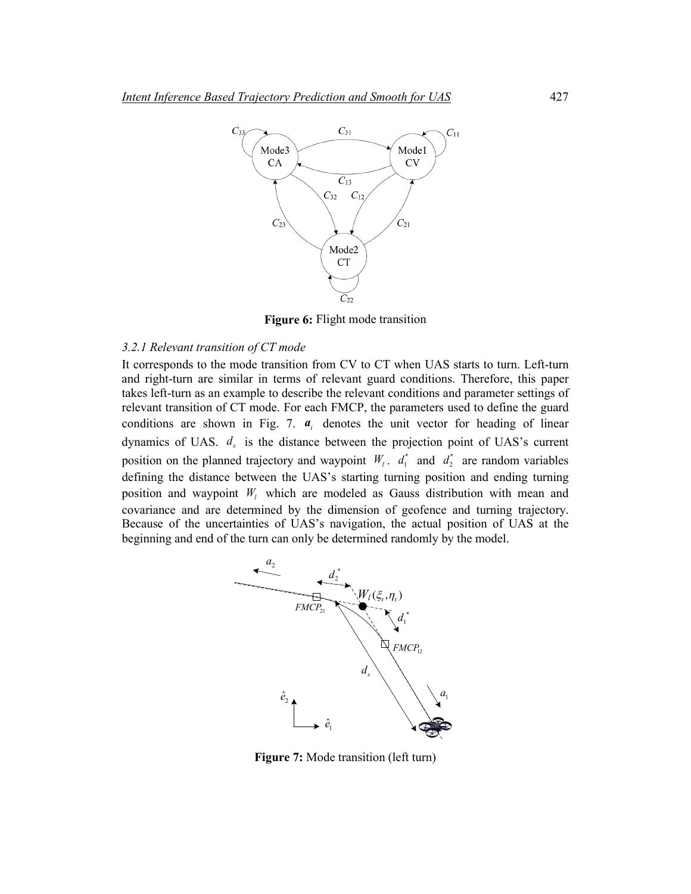Figure 6: Flight mode transition

*3.2.1 Relevant transition of CT mode*

It corresponds to the mode transition from CV to CT when UAS starts to turn. Left-turn and right-turn are similar in terms of relevant guard conditions. Therefore, this paper takes left-turn as an example to describe the relevant conditions and parameter settings of relevant transition of CT mode. For each FMCP, the parameters used to define the guard conditions are shown in Fig. 7. $\boldsymbol{a}_i$ denotes the unit vector for heading of linear dynamics of UAS. $d_s$ is the distance between the projection point of UAS's current position on the planned trajectory and waypoint $W_l$. $d_1^*$ and $d_2^*$ are random variables defining the distance between the UAS's starting turning position and ending turning position and waypoint $W_l$ which are modeled as Gauss distribution with mean and covariance and are determined by the dimension of geofence and turning trajectory. Because of the uncertainties of UAS's navigation, the actual position of UAS at the beginning and end of the turn can only be determined randomly by the model.

Figure 7: Mode transition (left turn)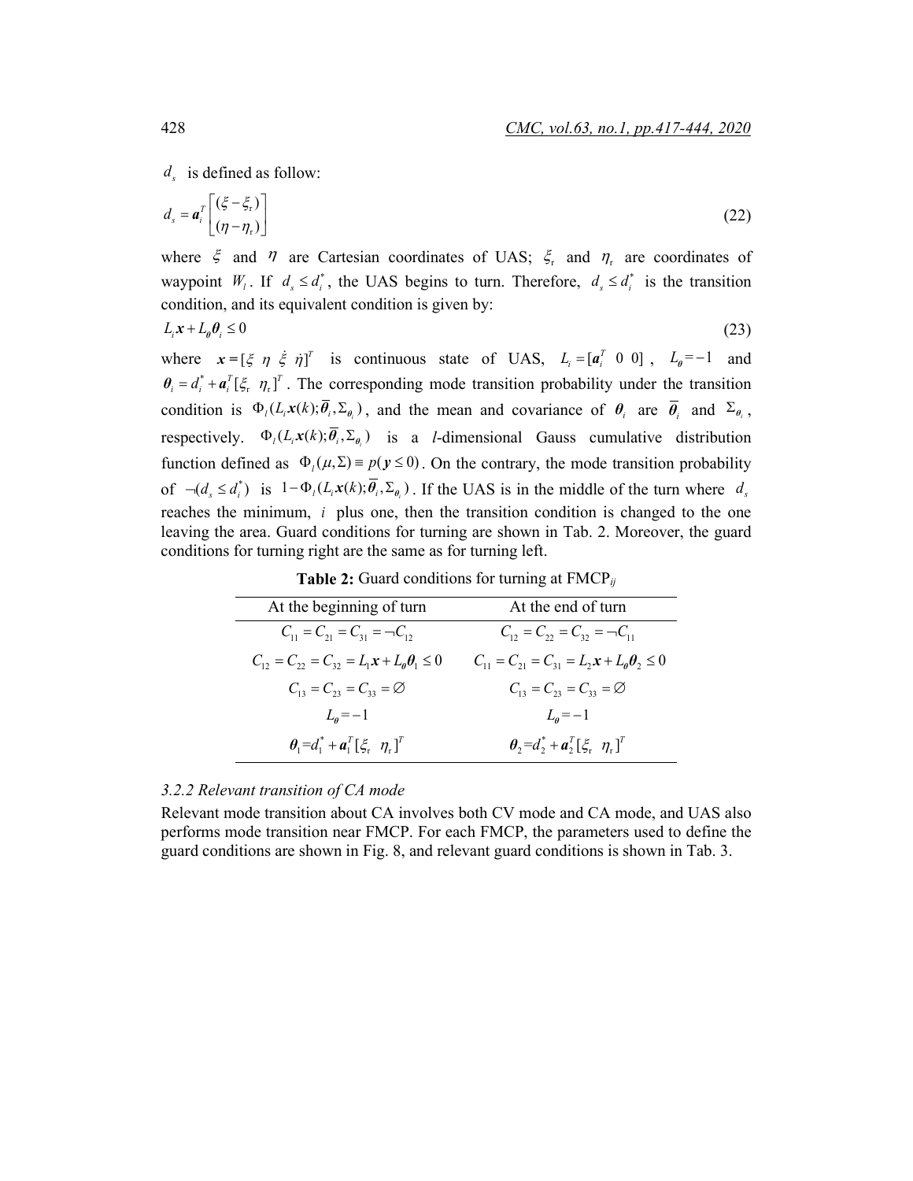$d_s$ is defined as follow:

$$d_s = \boldsymbol{a}_i^T \begin{bmatrix} (\xi - \xi_\tau) \\ (\eta - \eta_\tau) \end{bmatrix} \tag{22}$$

where $\xi$ and $\eta$ are Cartesian coordinates of UAS; $\xi_\tau$ and $\eta_\tau$ are coordinates of waypoint $W_l$. If $d_s \le d_i^*$, the UAS begins to turn. Therefore, $d_s \le d_i^*$ is the transition condition, and its equivalent condition is given by:

$$L_i \boldsymbol{x} + L_{\boldsymbol{\theta}} \boldsymbol{\theta}_i \le 0 \tag{23}$$

where $\boldsymbol{x} = [\xi \;\; \eta \;\; \dot{\xi} \;\; \dot{\eta}]^T$ is continuous state of UAS, $L_i = [\boldsymbol{a}_i^T \;\; 0 \;\; 0]$, $L_{\boldsymbol{\theta}} = -1$ and $\boldsymbol{\theta}_i = d_i^* + \boldsymbol{a}_i^T [\xi_\tau \;\; \eta_\tau]^T$. The corresponding mode transition probability under the transition condition is $\Phi_l(L_i \boldsymbol{x}(k); \overline{\boldsymbol{\theta}}_i, \Sigma_{\boldsymbol{\theta}_i})$, and the mean and covariance of $\boldsymbol{\theta}_i$ are $\overline{\boldsymbol{\theta}}_i$ and $\Sigma_{\boldsymbol{\theta}_i}$, respectively. $\Phi_l(L_i \boldsymbol{x}(k); \overline{\boldsymbol{\theta}}_i, \Sigma_{\boldsymbol{\theta}_i})$ is a $l$-dimensional Gauss cumulative distribution function defined as $\Phi_l(\mu, \Sigma) \equiv p(\boldsymbol{y} \le 0)$. On the contrary, the mode transition probability of $\neg(d_s \le d_i^*)$ is $1 - \Phi_l(L_i \boldsymbol{x}(k); \overline{\boldsymbol{\theta}}_i, \Sigma_{\boldsymbol{\theta}_i})$. If the UAS is in the middle of the turn where $d_s$ reaches the minimum, $i$ plus one, then the transition condition is changed to the one leaving the area. Guard conditions for turning are shown in Tab. 2. Moreover, the guard conditions for turning right are the same as for turning left.

**Table 2:** Guard conditions for turning at FMCP$_{ij}$

| At the beginning of turn | At the end of turn |
| --- | --- |
| $C_{11} = C_{21} = C_{31} = \neg C_{12}$ | $C_{12} = C_{22} = C_{32} = \neg C_{11}$ |
| $C_{12} = C_{22} = C_{32} = L_1 \boldsymbol{x} + L_{\boldsymbol{\theta}} \boldsymbol{\theta}_1 \le 0$ | $C_{11} = C_{21} = C_{31} = L_2 \boldsymbol{x} + L_{\boldsymbol{\theta}} \boldsymbol{\theta}_2 \le 0$ |
| $C_{13} = C_{23} = C_{33} = \varnothing$ | $C_{13} = C_{23} = C_{33} = \varnothing$ |
| $L_{\boldsymbol{\theta}} = -1$ | $L_{\boldsymbol{\theta}} = -1$ |
| $\boldsymbol{\theta}_1 = d_1^* + \boldsymbol{a}_1^T [\xi_\tau \;\; \eta_\tau]^T$ | $\boldsymbol{\theta}_2 = d_2^* + \boldsymbol{a}_2^T [\xi_\tau \;\; \eta_\tau]^T$ |

### 3.2.2 Relevant transition of CA mode

Relevant mode transition about CA involves both CV mode and CA mode, and UAS also performs mode transition near FMCP. For each FMCP, the parameters used to define the guard conditions are shown in Fig. 8, and relevant guard conditions is shown in Tab. 3.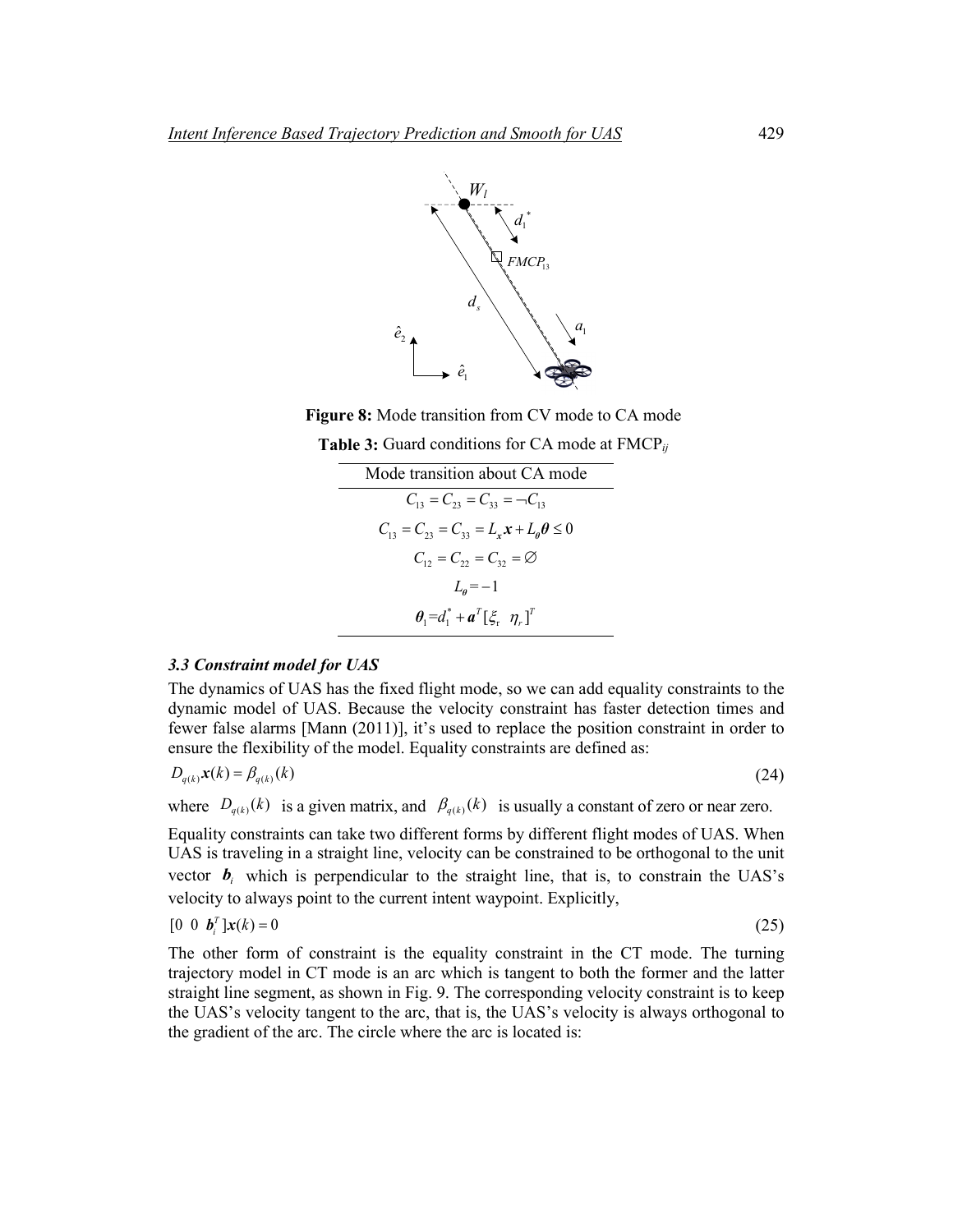W1

$d_1^*$

$FMCP_{13}$

$d_s$

$\hat{e}_2$

$a_1$

$\hat{e}_1$

**Figure 8:** Mode transition from CV mode to CA mode

**Table 3:** Guard conditions for CA mode at FMCP$_{ij}$

| Mode transition about CA mode |
|---|
| $C_{13} = C_{23} = C_{33} = \neg C_{13}$ |
| $C_{13} = C_{23} = C_{33} = L_{\boldsymbol{x}}\boldsymbol{x} + L_{\boldsymbol{\theta}}\boldsymbol{\theta} \leq 0$ |
| $C_{12} = C_{22} = C_{32} = \varnothing$ |
| $L_{\boldsymbol{\theta}} = -1$ |
| $\boldsymbol{\theta}_1 = d_1^* + \boldsymbol{a}^T[\xi_r \;\; \eta_r]^T$ |

### 3.3 Constraint model for UAS

The dynamics of UAS has the fixed flight mode, so we can add equality constraints to the dynamic model of UAS. Because the velocity constraint has faster detection times and fewer false alarms [Mann (2011)], it's used to replace the position constraint in order to ensure the flexibility of the model. Equality constraints are defined as:

$$D_{q(k)}\boldsymbol{x}(k) = \beta_{q(k)}(k) \tag{24}$$

where $D_{q(k)}(k)$ is a given matrix, and $\beta_{q(k)}(k)$ is usually a constant of zero or near zero.

Equality constraints can take two different forms by different flight modes of UAS. When UAS is traveling in a straight line, velocity can be constrained to be orthogonal to the unit vector $\boldsymbol{b}_i$ which is perpendicular to the straight line, that is, to constrain the UAS's velocity to always point to the current intent waypoint. Explicitly,

$$[0 \;\; 0 \;\; \boldsymbol{b}_i^T]\boldsymbol{x}(k) = 0 \tag{25}$$

The other form of constraint is the equality constraint in the CT mode. The turning trajectory model in CT mode is an arc which is tangent to both the former and the latter straight line segment, as shown in Fig. 9. The corresponding velocity constraint is to keep the UAS's velocity tangent to the arc, that is, the UAS's velocity is always orthogonal to the gradient of the arc. The circle where the arc is located is: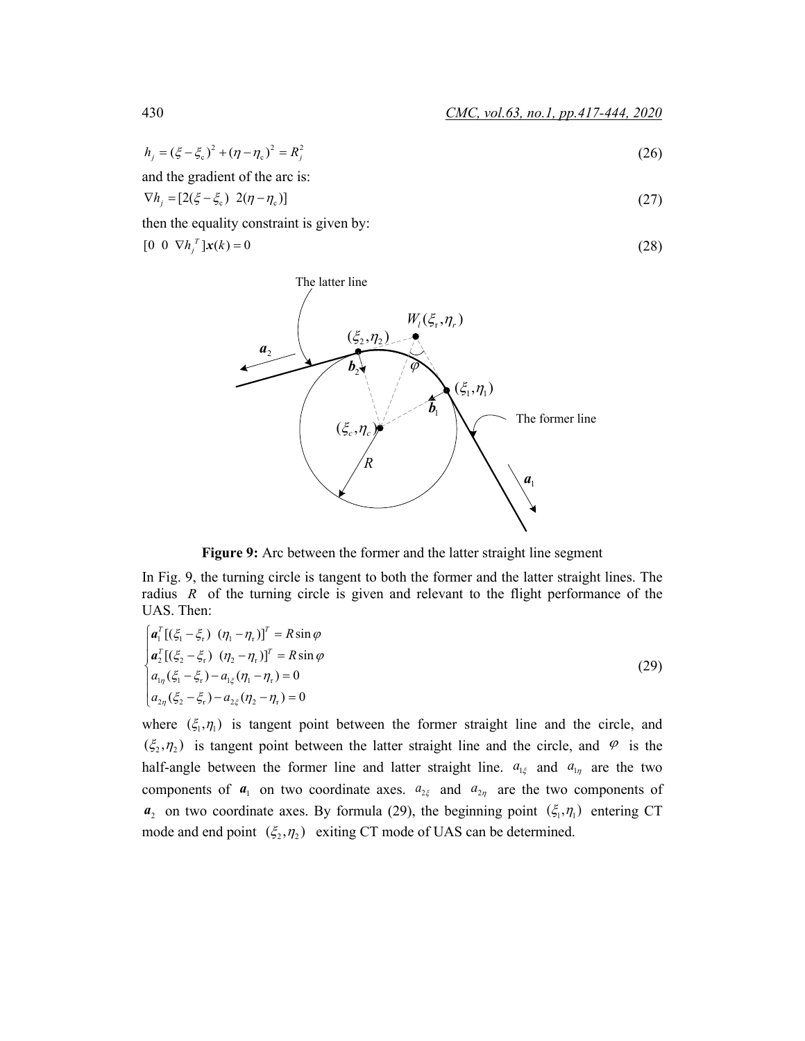$$h_j = (\xi - \xi_c)^2 + (\eta - \eta_c)^2 = R_j^2 \tag{26}$$

and the gradient of the arc is:

$$\nabla h_j = [2(\xi - \xi_c)\ \ 2(\eta - \eta_c)] \tag{27}$$

then the equality constraint is given by:

$$[0\ \ 0\ \ \nabla h_j^T]\boldsymbol{x}(k) = 0 \tag{28}$$

**Figure 9:** Arc between the former and the latter straight line segment

In Fig. 9, the turning circle is tangent to both the former and the latter straight lines. The radius $R$ of the turning circle is given and relevant to the flight performance of the UAS. Then:

$$\begin{cases} \boldsymbol{a}_1^T[(\xi_1 - \xi_r)\ \ (\eta_1 - \eta_r)]^T = R\sin\varphi \\ \boldsymbol{a}_2^T[(\xi_2 - \xi_r)\ \ (\eta_2 - \eta_r)]^T = R\sin\varphi \\ a_{1\eta}(\xi_1 - \xi_r) - a_{1\xi}(\eta_1 - \eta_r) = 0 \\ a_{2\eta}(\xi_2 - \xi_r) - a_{2\xi}(\eta_2 - \eta_r) = 0 \end{cases} \tag{29}$$

where $(\xi_1, \eta_1)$ is tangent point between the former straight line and the circle, and $(\xi_2, \eta_2)$ is tangent point between the latter straight line and the circle, and $\varphi$ is the half-angle between the former line and latter straight line. $a_{1\xi}$ and $a_{1\eta}$ are the two components of $\boldsymbol{a}_1$ on two coordinate axes. $a_{2\xi}$ and $a_{2\eta}$ are the two components of $\boldsymbol{a}_2$ on two coordinate axes. By formula (29), the beginning point $(\xi_1, \eta_1)$ entering CT mode and end point $(\xi_2, \eta_2)$ exiting CT mode of UAS can be determined.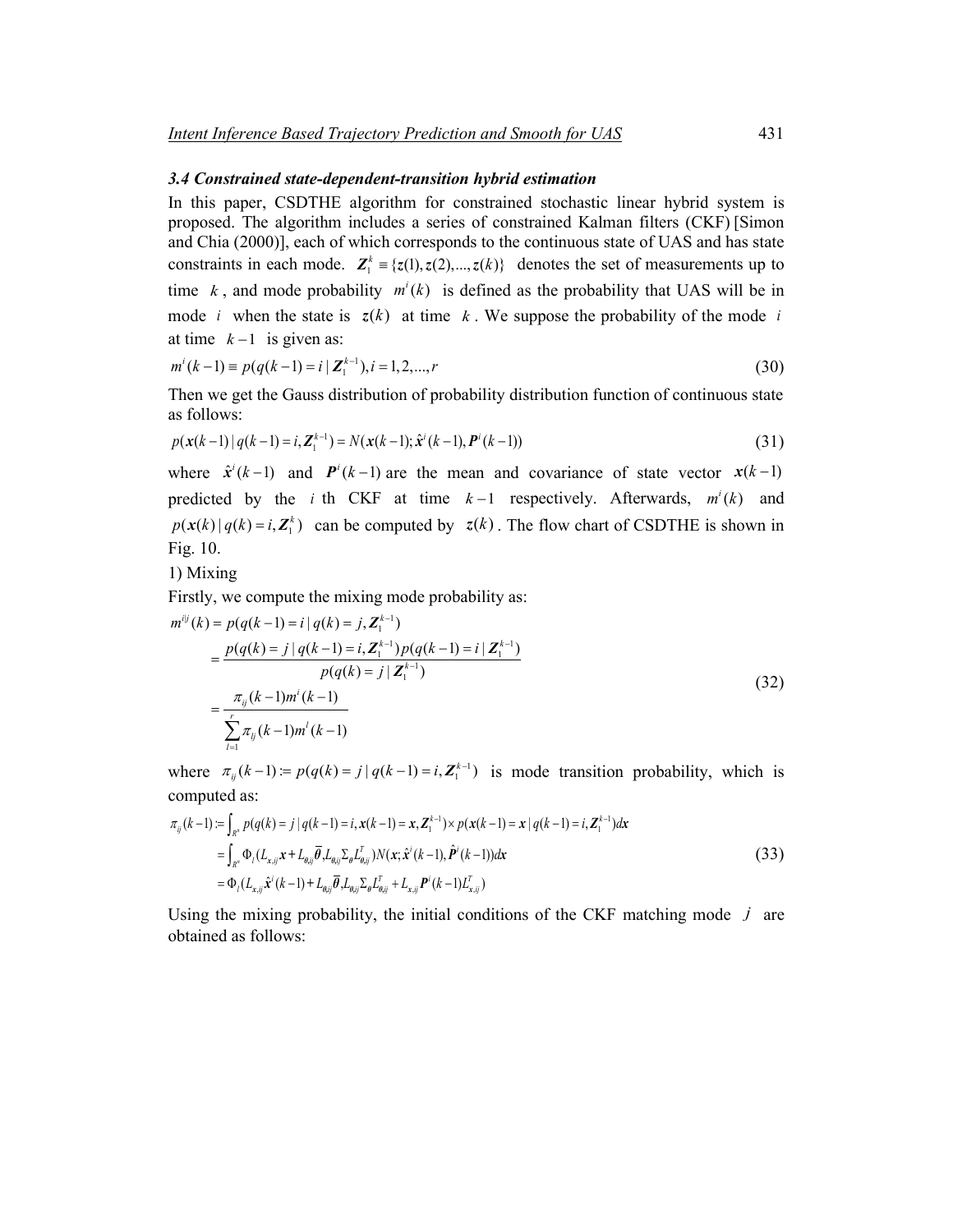### *3.4 Constrained state-dependent-transition hybrid estimation*

In this paper, CSDTHE algorithm for constrained stochastic linear hybrid system is proposed. The algorithm includes a series of constrained Kalman filters (CKF) [Simon and Chia (2000)], each of which corresponds to the continuous state of UAS and has state constraints in each mode. $\boldsymbol{Z}_1^k \equiv \{\boldsymbol{z}(1), \boldsymbol{z}(2), ..., \boldsymbol{z}(k)\}$ denotes the set of measurements up to time $k$, and mode probability $m^i(k)$ is defined as the probability that UAS will be in mode $i$ when the state is $\boldsymbol{z}(k)$ at time $k$. We suppose the probability of the mode $i$ at time $k-1$ is given as:

$$m^i(k-1) \equiv p(q(k-1) = i \mid \boldsymbol{Z}_1^{k-1}), i = 1, 2, ..., r \tag{30}$$

Then we get the Gauss distribution of probability distribution function of continuous state as follows:

$$p(\boldsymbol{x}(k-1) \mid q(k-1) = i, \boldsymbol{Z}_1^{k-1}) = N(\boldsymbol{x}(k-1); \hat{\boldsymbol{x}}^i(k-1), \boldsymbol{P}^i(k-1)) \tag{31}$$

where $\hat{\boldsymbol{x}}^i(k-1)$ and $\boldsymbol{P}^i(k-1)$ are the mean and covariance of state vector $\boldsymbol{x}(k-1)$ predicted by the $i$ th CKF at time $k-1$ respectively. Afterwards, $m^i(k)$ and $p(\boldsymbol{x}(k) \mid q(k) = i, \boldsymbol{Z}_1^k)$ can be computed by $\boldsymbol{z}(k)$. The flow chart of CSDTHE is shown in Fig. 10.

1) Mixing

Firstly, we compute the mixing mode probability as:

$$\begin{aligned}
m^{i|j}(k) &= p(q(k-1) = i \mid q(k) = j, \boldsymbol{Z}_1^{k-1}) \\
&= \frac{p(q(k) = j \mid q(k-1) = i, \boldsymbol{Z}_1^{k-1}) p(q(k-1) = i \mid \boldsymbol{Z}_1^{k-1})}{p(q(k) = j \mid \boldsymbol{Z}_1^{k-1})} \\
&= \frac{\pi_{ij}(k-1) m^i(k-1)}{\sum_{l=1}^{r} \pi_{lj}(k-1) m^l(k-1)}
\end{aligned} \tag{32}$$

where $\pi_{ij}(k-1) := p(q(k) = j \mid q(k-1) = i, \boldsymbol{Z}_1^{k-1})$ is mode transition probability, which is computed as:

$$\begin{aligned}
\pi_{ij}(k-1) &:= \int_{R^n} p(q(k) = j \mid q(k-1) = i, \boldsymbol{x}(k-1) = \boldsymbol{x}, \boldsymbol{Z}_1^{k-1}) \times p(\boldsymbol{x}(k-1) = \boldsymbol{x} \mid q(k-1) = i, \boldsymbol{Z}_1^{k-1}) d\boldsymbol{x} \\
&= \int_{R^n} \Phi_l(L_{\boldsymbol{x},ij}\boldsymbol{x} + L_{\boldsymbol{\theta},ij}\overline{\boldsymbol{\theta}}, L_{\boldsymbol{\theta},ij}\Sigma_{\boldsymbol{\theta}} L_{\boldsymbol{\theta},ij}^T) N(\boldsymbol{x}; \hat{\boldsymbol{x}}^i(k-1), \hat{\boldsymbol{P}}^i(k-1)) d\boldsymbol{x} \\
&= \Phi_l(L_{\boldsymbol{x},ij}\hat{\boldsymbol{x}}^i(k-1) + L_{\boldsymbol{\theta},ij}\overline{\boldsymbol{\theta}}, L_{\boldsymbol{\theta},ij}\Sigma_{\boldsymbol{\theta}} L_{\boldsymbol{\theta},ij}^T + L_{\boldsymbol{x},ij}\boldsymbol{P}^i(k-1) L_{\boldsymbol{x},ij}^T)
\end{aligned} \tag{33}$$

Using the mixing probability, the initial conditions of the CKF matching mode $j$ are obtained as follows: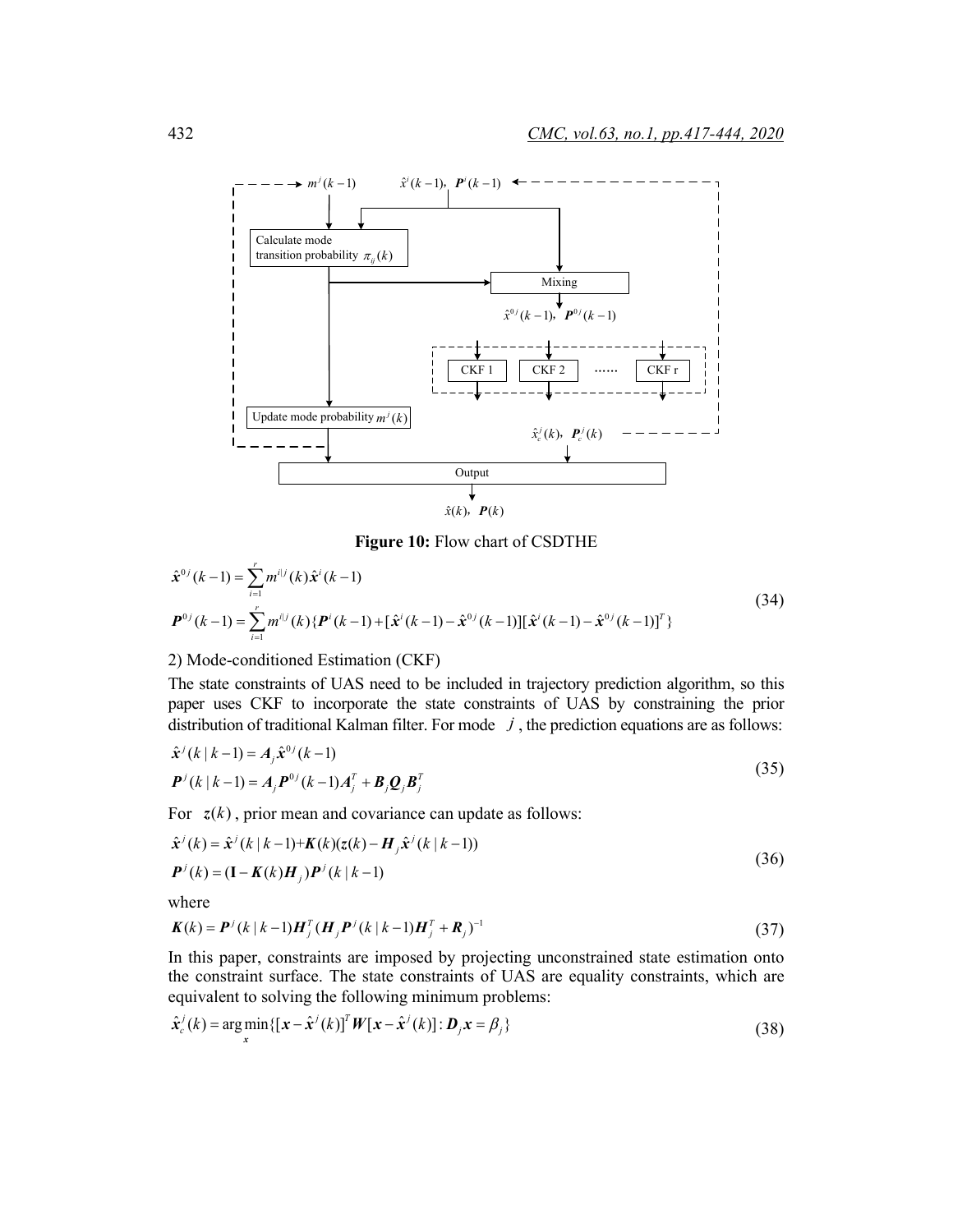$m^j(k-1)$

$\hat{x}^i(k-1)$, $\boldsymbol{P}^i(k-1)$

Calculate mode transition probability $\pi_{ij}(k)$

Mixing

$\hat{x}^{0j}(k-1)$, $\boldsymbol{P}^{0j}(k-1)$

CKF 1

CKF 2

……

CKF r

Update mode probability $m^j(k)$

$\hat{x}_c^j(k)$, $\boldsymbol{P}_c^j(k)$

Output

$\hat{x}(k)$, $\boldsymbol{P}(k)$

**Figure 10:** Flow chart of CSDTHE

$$
\begin{aligned}
&\hat{\boldsymbol{x}}^{0j}(k-1) = \sum_{i=1}^{r} m^{i|j}(k)\hat{\boldsymbol{x}}^{i}(k-1) \\
&\boldsymbol{P}^{0j}(k-1) = \sum_{i=1}^{r} m^{i|j}(k)\{\boldsymbol{P}^{i}(k-1) + [\hat{\boldsymbol{x}}^{i}(k-1) - \hat{\boldsymbol{x}}^{0j}(k-1)][\hat{\boldsymbol{x}}^{i}(k-1) - \hat{\boldsymbol{x}}^{0j}(k-1)]^{T}\}
\end{aligned}
\tag{34}
$$

2) Mode-conditioned Estimation (CKF)

The state constraints of UAS need to be included in trajectory prediction algorithm, so this paper uses CKF to incorporate the state constraints of UAS by constraining the prior distribution of traditional Kalman filter. For mode $j$, the prediction equations are as follows:

$$
\begin{aligned}
&\hat{\boldsymbol{x}}^{j}(k|k-1) = \boldsymbol{A}_j\hat{\boldsymbol{x}}^{0j}(k-1) \\
&\boldsymbol{P}^{j}(k|k-1) = \boldsymbol{A}_j\boldsymbol{P}^{0j}(k-1)\boldsymbol{A}_j^{T} + \boldsymbol{B}_j\boldsymbol{Q}_j\boldsymbol{B}_j^{T}
\end{aligned}
\tag{35}
$$

For $\boldsymbol{z}(k)$, prior mean and covariance can update as follows:

$$
\begin{aligned}
&\hat{\boldsymbol{x}}^{j}(k) = \hat{\boldsymbol{x}}^{j}(k|k-1) + \boldsymbol{K}(k)(\boldsymbol{z}(k) - \boldsymbol{H}_j\hat{\boldsymbol{x}}^{j}(k|k-1)) \\
&\boldsymbol{P}^{j}(k) = (\mathbf{I} - \boldsymbol{K}(k)\boldsymbol{H}_j)\boldsymbol{P}^{j}(k|k-1)
\end{aligned}
\tag{36}
$$

where

$$
\boldsymbol{K}(k) = \boldsymbol{P}^{j}(k|k-1)\boldsymbol{H}_j^{T}(\boldsymbol{H}_j\boldsymbol{P}^{j}(k|k-1)\boldsymbol{H}_j^{T} + \boldsymbol{R}_j)^{-1}
\tag{37}
$$

In this paper, constraints are imposed by projecting unconstrained state estimation onto the constraint surface. The state constraints of UAS are equality constraints, which are equivalent to solving the following minimum problems:

$$
\hat{\boldsymbol{x}}_c^{j}(k) = \arg\min_{\boldsymbol{x}}\{[\boldsymbol{x} - \hat{\boldsymbol{x}}^{j}(k)]^{T}\boldsymbol{W}[\boldsymbol{x} - \hat{\boldsymbol{x}}^{j}(k)] : \boldsymbol{D}_j\boldsymbol{x} = \beta_j\}
\tag{38}
$$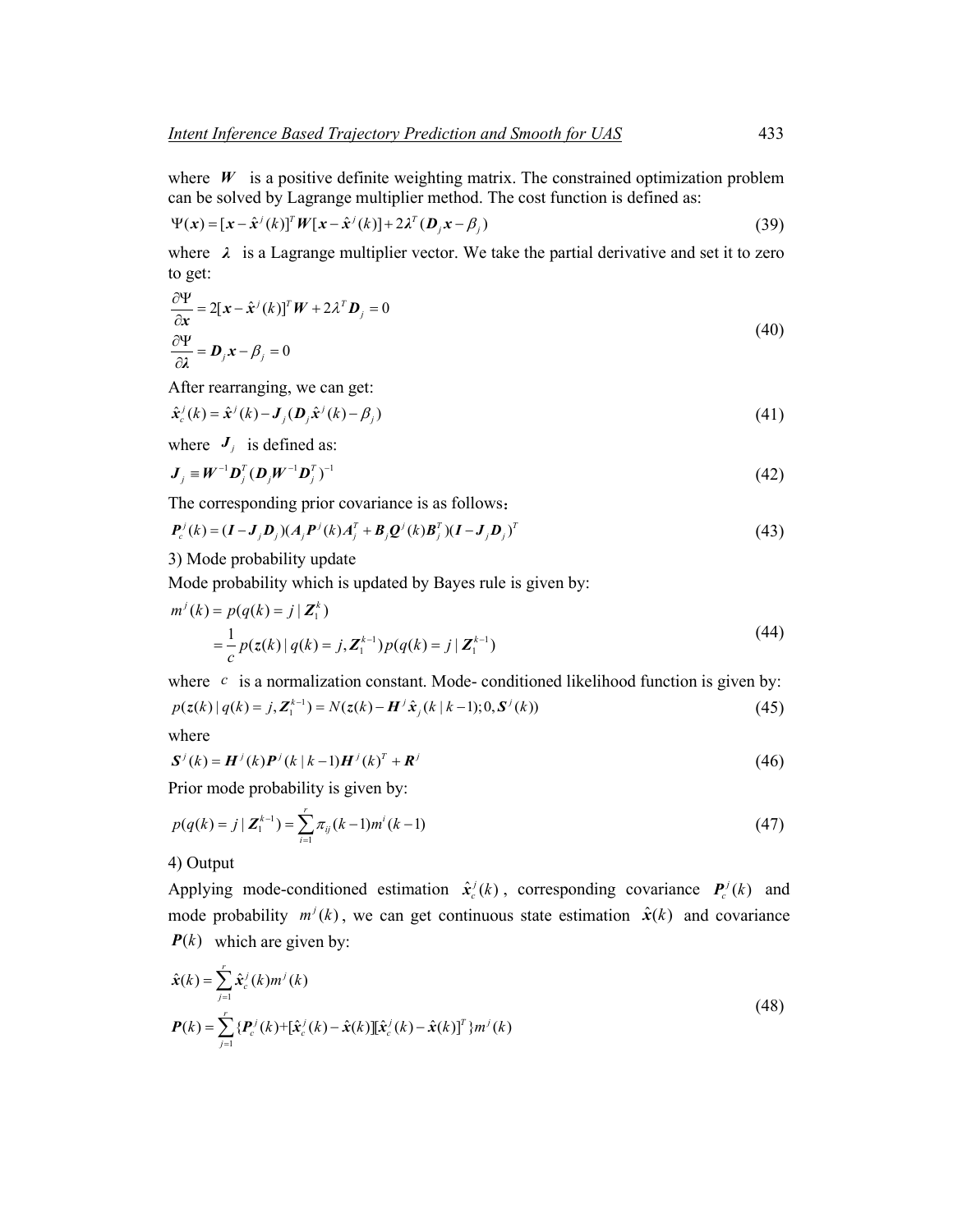where $\boldsymbol{W}$ is a positive definite weighting matrix. The constrained optimization problem can be solved by Lagrange multiplier method. The cost function is defined as:

$$\Psi(\boldsymbol{x}) = [\boldsymbol{x} - \hat{\boldsymbol{x}}^j(k)]^T \boldsymbol{W}[\boldsymbol{x} - \hat{\boldsymbol{x}}^j(k)] + 2\boldsymbol{\lambda}^T(\boldsymbol{D}_j\boldsymbol{x} - \beta_j) \tag{39}$$

where $\boldsymbol{\lambda}$ is a Lagrange multiplier vector. We take the partial derivative and set it to zero to get:

$$\begin{aligned}
\frac{\partial \Psi}{\partial \boldsymbol{x}} &= 2[\boldsymbol{x} - \hat{\boldsymbol{x}}^j(k)]^T \boldsymbol{W} + 2\lambda^T \boldsymbol{D}_j = 0 \\
\frac{\partial \Psi}{\partial \lambda} &= \boldsymbol{D}_j\boldsymbol{x} - \beta_j = 0
\end{aligned} \tag{40}$$

After rearranging, we can get:

$$\hat{\boldsymbol{x}}_c^j(k) = \hat{\boldsymbol{x}}^j(k) - \boldsymbol{J}_j(\boldsymbol{D}_j\hat{\boldsymbol{x}}^j(k) - \beta_j) \tag{41}$$

where $\boldsymbol{J}_j$ is defined as:

$$\boldsymbol{J}_j \equiv \boldsymbol{W}^{-1}\boldsymbol{D}_j^T(\boldsymbol{D}_j\boldsymbol{W}^{-1}\boldsymbol{D}_j^T)^{-1} \tag{42}$$

The corresponding prior covariance is as follows：

$$\boldsymbol{P}_c^j(k) = (\boldsymbol{I} - \boldsymbol{J}_j\boldsymbol{D}_j)(\boldsymbol{A}_j\boldsymbol{P}^j(k)\boldsymbol{A}_j^T + \boldsymbol{B}_j\boldsymbol{Q}^j(k)\boldsymbol{B}_j^T)(\boldsymbol{I} - \boldsymbol{J}_j\boldsymbol{D}_j)^T \tag{43}$$

3) Mode probability update

Mode probability which is updated by Bayes rule is given by:

$$\begin{aligned}
m^j(k) &= p(q(k) = j \mid \boldsymbol{Z}_1^k) \\
&= \frac{1}{c} p(\boldsymbol{z}(k) \mid q(k) = j, \boldsymbol{Z}_1^{k-1}) p(q(k) = j \mid \boldsymbol{Z}_1^{k-1})
\end{aligned} \tag{44}$$

where $c$ is a normalization constant. Mode- conditioned likelihood function is given by:

$$p(\boldsymbol{z}(k) \mid q(k) = j, \boldsymbol{Z}_1^{k-1}) = N(\boldsymbol{z}(k) - \boldsymbol{H}^j\hat{\boldsymbol{x}}_j(k \mid k-1); 0, \boldsymbol{S}^j(k)) \tag{45}$$

where

$$\boldsymbol{S}^j(k) = \boldsymbol{H}^j(k)\boldsymbol{P}^j(k \mid k-1)\boldsymbol{H}^j(k)^T + \boldsymbol{R}^j \tag{46}$$

Prior mode probability is given by:

$$p(q(k) = j \mid \boldsymbol{Z}_1^{k-1}) = \sum_{i=1}^{r} \pi_{ij}(k-1) m^i(k-1) \tag{47}$$

4) Output

Applying mode-conditioned estimation $\hat{\boldsymbol{x}}_c^j(k)$, corresponding covariance $\boldsymbol{P}_c^j(k)$ and mode probability $m^j(k)$, we can get continuous state estimation $\hat{\boldsymbol{x}}(k)$ and covariance $\boldsymbol{P}(k)$ which are given by:

$$\begin{aligned}
\hat{\boldsymbol{x}}(k) &= \sum_{j=1}^{r} \hat{\boldsymbol{x}}_c^j(k) m^j(k) \\
\boldsymbol{P}(k) &= \sum_{j=1}^{r} \{\boldsymbol{P}_c^j(k) + [\hat{\boldsymbol{x}}_c^j(k) - \hat{\boldsymbol{x}}(k)][\hat{\boldsymbol{x}}_c^j(k) - \hat{\boldsymbol{x}}(k)]^T\} m^j(k)
\end{aligned} \tag{48}$$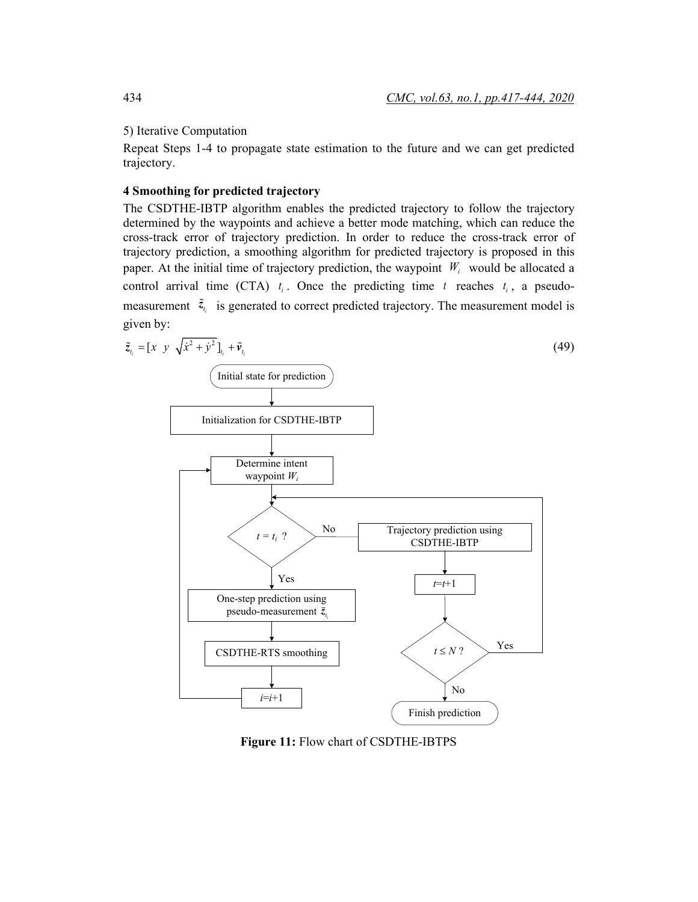5) Iterative Computation

Repeat Steps 1-4 to propagate state estimation to the future and we can get predicted trajectory.

## 4 Smoothing for predicted trajectory

The CSDTHE-IBTP algorithm enables the predicted trajectory to follow the trajectory determined by the waypoints and achieve a better mode matching, which can reduce the cross-track error of trajectory prediction. In order to reduce the cross-track error of trajectory prediction, a smoothing algorithm for predicted trajectory is proposed in this paper. At the initial time of trajectory prediction, the waypoint $W_i$ would be allocated a control arrival time (CTA) $t_i$. Once the predicting time $t$ reaches $t_i$, a pseudo-measurement $\tilde{\boldsymbol{z}}_{t_i}$ is generated to correct predicted trajectory. The measurement model is given by:

$$\tilde{\boldsymbol{z}}_{t_i} = [x \;\; y \;\; \sqrt{\dot{x}^2 + \dot{y}^2}]_{t_i} + \tilde{\boldsymbol{v}}_{t_i} \tag{49}$$

Initial state for prediction

Initialization for CSDTHE-IBTP

Determine intent waypoint $W_i$

$t = t_i$ ?

No

Yes

Trajectory prediction using CSDTHE-IBTP

$t$=$t$+1

One-step prediction using pseudo-measurement $\tilde{\boldsymbol{z}}_{t_i}$

CSDTHE-RTS smoothing

$t \leq N$ ?

Yes

No

$i$=$i$+1

Finish prediction

**Figure 11:** Flow chart of CSDTHE-IBTPS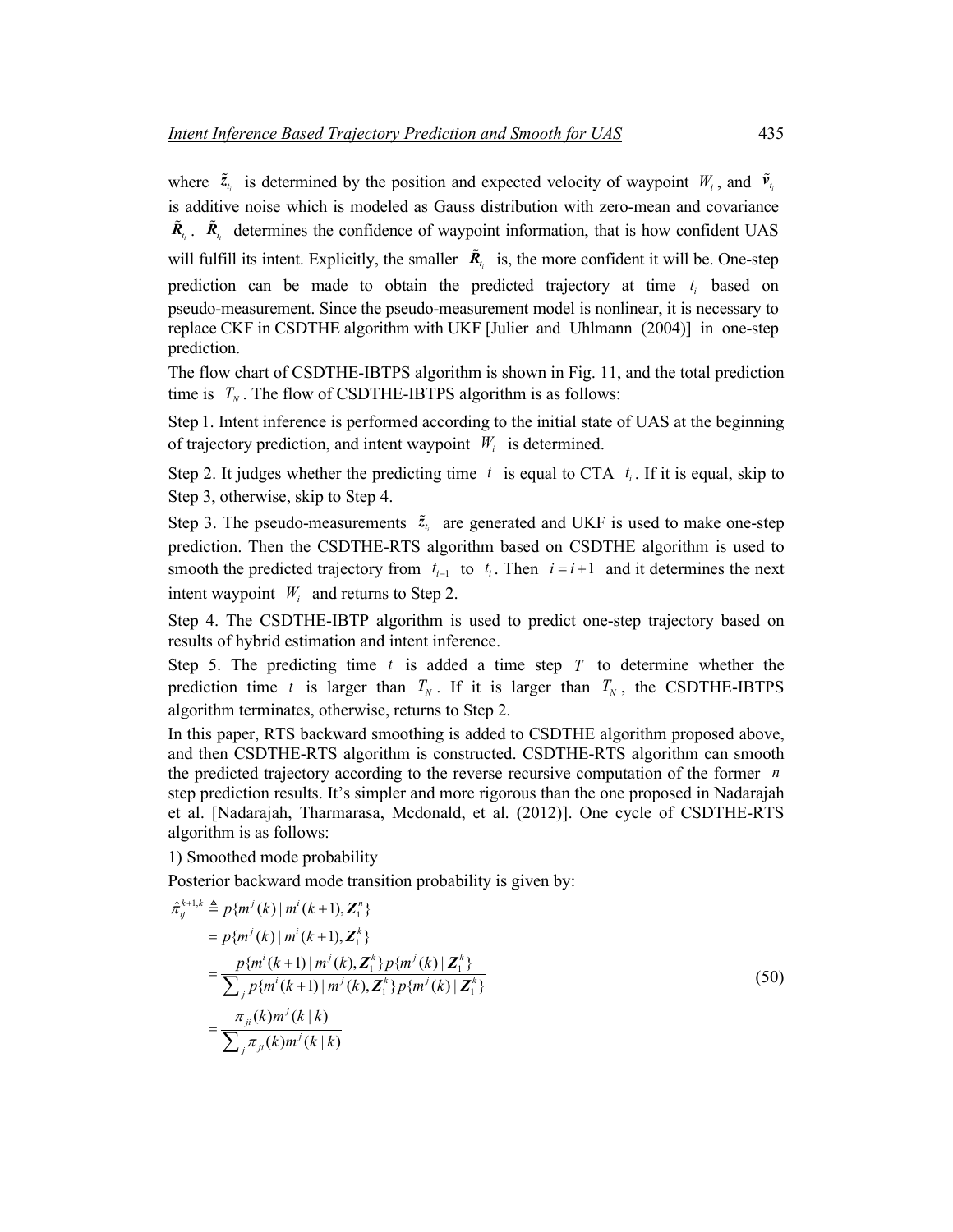where $\tilde{\boldsymbol{z}}_{t_i}$ is determined by the position and expected velocity of waypoint $W_i$, and $\tilde{\boldsymbol{v}}_{t_i}$ is additive noise which is modeled as Gauss distribution with zero-mean and covariance $\tilde{\boldsymbol{R}}_{t_i}$. $\tilde{\boldsymbol{R}}_{t_i}$ determines the confidence of waypoint information, that is how confident UAS will fulfill its intent. Explicitly, the smaller $\tilde{\boldsymbol{R}}_{t_i}$ is, the more confident it will be. One-step prediction can be made to obtain the predicted trajectory at time $t_i$ based on pseudo-measurement. Since the pseudo-measurement model is nonlinear, it is necessary to replace CKF in CSDTHE algorithm with UKF [Julier and Uhlmann (2004)] in one-step prediction.

The flow chart of CSDTHE-IBTPS algorithm is shown in Fig. 11, and the total prediction time is $T_N$. The flow of CSDTHE-IBTPS algorithm is as follows:

Step 1. Intent inference is performed according to the initial state of UAS at the beginning of trajectory prediction, and intent waypoint $W_i$ is determined.

Step 2. It judges whether the predicting time $t$ is equal to CTA $t_i$. If it is equal, skip to Step 3, otherwise, skip to Step 4.

Step 3. The pseudo-measurements $\tilde{z}_{t_i}$ are generated and UKF is used to make one-step prediction. Then the CSDTHE-RTS algorithm based on CSDTHE algorithm is used to smooth the predicted trajectory from $t_{i-1}$ to $t_i$. Then $i = i+1$ and it determines the next intent waypoint $W_i$ and returns to Step 2.

Step 4. The CSDTHE-IBTP algorithm is used to predict one-step trajectory based on results of hybrid estimation and intent inference.

Step 5. The predicting time $t$ is added a time step $T$ to determine whether the prediction time $t$ is larger than $T_N$. If it is larger than $T_N$, the CSDTHE-IBTPS algorithm terminates, otherwise, returns to Step 2.

In this paper, RTS backward smoothing is added to CSDTHE algorithm proposed above, and then CSDTHE-RTS algorithm is constructed. CSDTHE-RTS algorithm can smooth the predicted trajectory according to the reverse recursive computation of the former $n$ step prediction results. It's simpler and more rigorous than the one proposed in Nadarajah et al. [Nadarajah, Tharmarasa, Mcdonald, et al. (2012)]. One cycle of CSDTHE-RTS algorithm is as follows:

1) Smoothed mode probability

Posterior backward mode transition probability is given by:

$$
\begin{aligned}
\hat{\pi}_{ij}^{k+1,k} &\triangleq p\{m^j(k) \mid m^i(k+1), \boldsymbol{Z}_1^n\} \\
&= p\{m^j(k) \mid m^i(k+1), \boldsymbol{Z}_1^k\} \\
&= \frac{p\{m^i(k+1) \mid m^j(k), \boldsymbol{Z}_1^k\} p\{m^j(k) \mid \boldsymbol{Z}_1^k\}}{\sum_j p\{m^i(k+1) \mid m^j(k), \boldsymbol{Z}_1^k\} p\{m^j(k) \mid \boldsymbol{Z}_1^k\}} \\
&= \frac{\pi_{ji}(k) m^j(k \mid k)}{\sum_j \pi_{ji}(k) m^j(k \mid k)}
\end{aligned}
\tag{50}
$$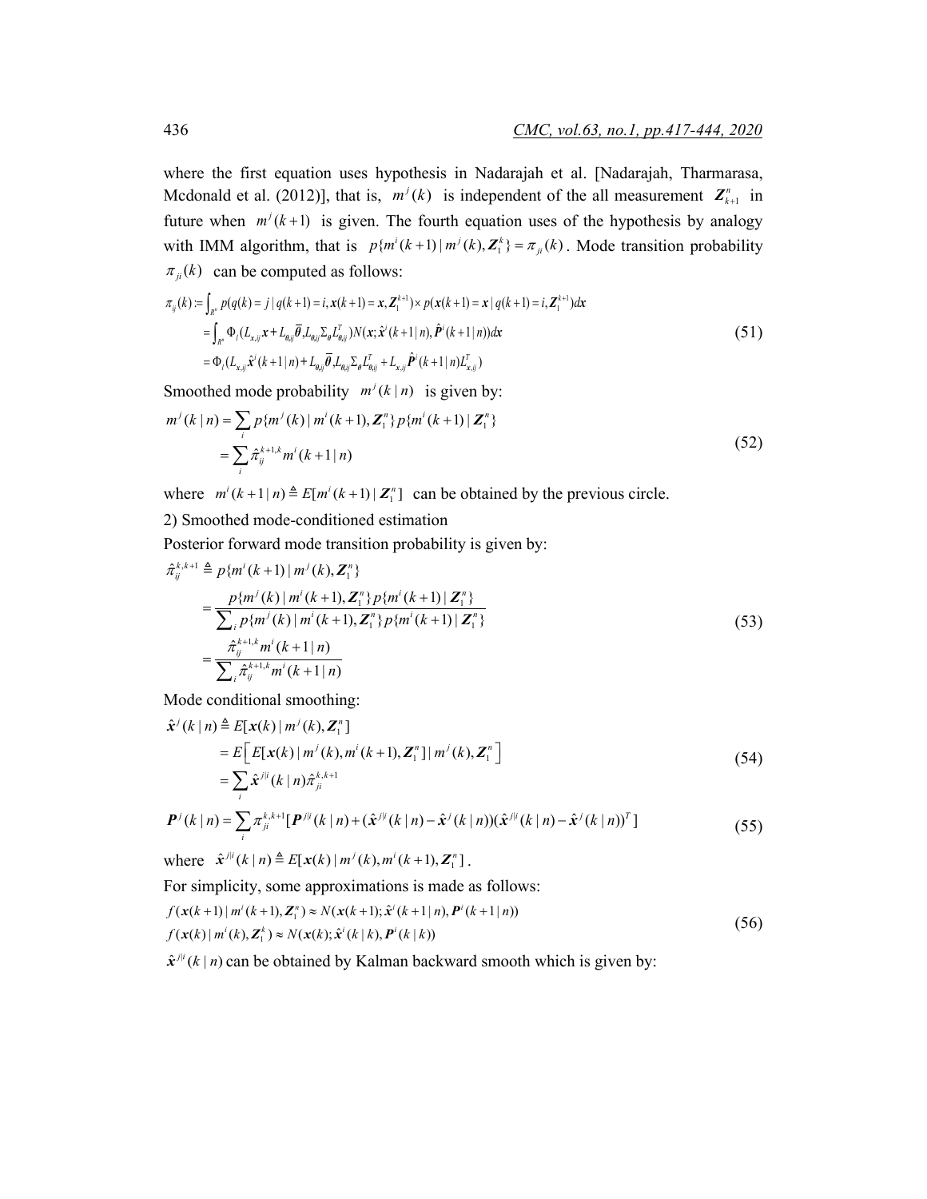where the first equation uses hypothesis in Nadarajah et al. [Nadarajah, Tharmarasa, Mcdonald et al. (2012)], that is, $m^j(k)$ is independent of the all measurement $\boldsymbol{Z}_{k+1}^n$ in future when $m^j(k+1)$ is given. The fourth equation uses of the hypothesis by analogy with IMM algorithm, that is $p\{m^i(k+1) \mid m^j(k), \boldsymbol{Z}_1^k\} = \pi_{ji}(k)$. Mode transition probability $\pi_{ji}(k)$ can be computed as follows:

$$
\begin{aligned}
\pi_{ij}(k) &:= \int_{R^n} p(q(k)=j \mid q(k+1)=i, \boldsymbol{x}(k+1)=\boldsymbol{x}, \boldsymbol{Z}_1^{k+1}) \times p(\boldsymbol{x}(k+1)=\boldsymbol{x} \mid q(k+1)=i, \boldsymbol{Z}_1^{k+1}) d\boldsymbol{x} \\
&= \int_{R^n} \Phi_i(L_{x,ij}\boldsymbol{x} + L_{\theta,ij}\overline{\boldsymbol{\theta}}, L_{\theta,ij}\Sigma_{\theta}L_{\theta,ij}^T) N(\boldsymbol{x}; \hat{\boldsymbol{x}}^i(k+1 \mid n), \hat{\boldsymbol{P}}^i(k+1 \mid n)) d\boldsymbol{x} \\
&= \Phi_i(L_{x,ij}\hat{\boldsymbol{x}}^i(k+1 \mid n) + L_{\theta,ij}\overline{\boldsymbol{\theta}}, L_{\theta,ij}\Sigma_{\theta}L_{\theta,ij}^T + L_{x,ij}\hat{\boldsymbol{P}}^i(k+1 \mid n)L_{x,ij}^T)
\end{aligned}
\tag{51}
$$

Smoothed mode probability $m^j(k \mid n)$ is given by:

$$
\begin{aligned}
m^j(k \mid n) &= \sum_i p\{m^j(k) \mid m^i(k+1), \boldsymbol{Z}_1^n\} p\{m^i(k+1) \mid \boldsymbol{Z}_1^n\} \\
&= \sum_i \hat{\pi}_{ij}^{k+1,k} m^i(k+1 \mid n)
\end{aligned}
\tag{52}
$$

where $m^i(k+1 \mid n) \triangleq E[m^i(k+1) \mid \boldsymbol{Z}_1^n]$ can be obtained by the previous circle.

2) Smoothed mode-conditioned estimation

Posterior forward mode transition probability is given by:

$$
\begin{aligned}
\hat{\pi}_{ij}^{k,k+1} &\triangleq p\{m^i(k+1) \mid m^j(k), \boldsymbol{Z}_1^n\} \\
&= \frac{p\{m^j(k) \mid m^i(k+1), \boldsymbol{Z}_1^n\} p\{m^i(k+1) \mid \boldsymbol{Z}_1^n\}}{\sum_i p\{m^j(k) \mid m^i(k+1), \boldsymbol{Z}_1^n\} p\{m^i(k+1) \mid \boldsymbol{Z}_1^n\}} \\
&= \frac{\hat{\pi}_{ij}^{k+1,k} m^i(k+1 \mid n)}{\sum_i \hat{\pi}_{ij}^{k+1,k} m^i(k+1 \mid n)}
\end{aligned}
\tag{53}
$$

Mode conditional smoothing:

$$
\begin{aligned}
\hat{\boldsymbol{x}}^j(k \mid n) &\triangleq E[\boldsymbol{x}(k) \mid m^j(k), \boldsymbol{Z}_1^n] \\
&= E\Big[ E[\boldsymbol{x}(k) \mid m^j(k), m^i(k+1), \boldsymbol{Z}_1^n] \mid m^j(k), \boldsymbol{Z}_1^n \Big] \\
&= \sum_i \hat{\boldsymbol{x}}^{j|i}(k \mid n) \hat{\pi}_{ji}^{k,k+1}
\end{aligned}
\tag{54}
$$

$$
\boldsymbol{P}^j(k \mid n) = \sum_i \pi_{ji}^{k,k+1} [\boldsymbol{P}^{j|i}(k \mid n) + (\hat{\boldsymbol{x}}^{j|i}(k \mid n) - \hat{\boldsymbol{x}}^j(k \mid n))(\hat{\boldsymbol{x}}^{j|i}(k \mid n) - \hat{\boldsymbol{x}}^j(k \mid n))^T]
\tag{55}
$$

where $\hat{\boldsymbol{x}}^{j|i}(k \mid n) \triangleq E[\boldsymbol{x}(k) \mid m^j(k), m^i(k+1), \boldsymbol{Z}_1^n]$.

For simplicity, some approximations is made as follows:

$$
\begin{aligned}
& f(\boldsymbol{x}(k+1) \mid m^i(k+1), \boldsymbol{Z}_1^n) \approx N(\boldsymbol{x}(k+1); \hat{\boldsymbol{x}}^i(k+1 \mid n), \boldsymbol{P}^i(k+1 \mid n)) \\
& f(\boldsymbol{x}(k) \mid m^i(k), \boldsymbol{Z}_1^k) \approx N(\boldsymbol{x}(k); \hat{\boldsymbol{x}}^i(k \mid k), \boldsymbol{P}^i(k \mid k))
\end{aligned}
\tag{56}
$$

$\hat{\boldsymbol{x}}^{j|i}(k \mid n)$ can be obtained by Kalman backward smooth which is given by: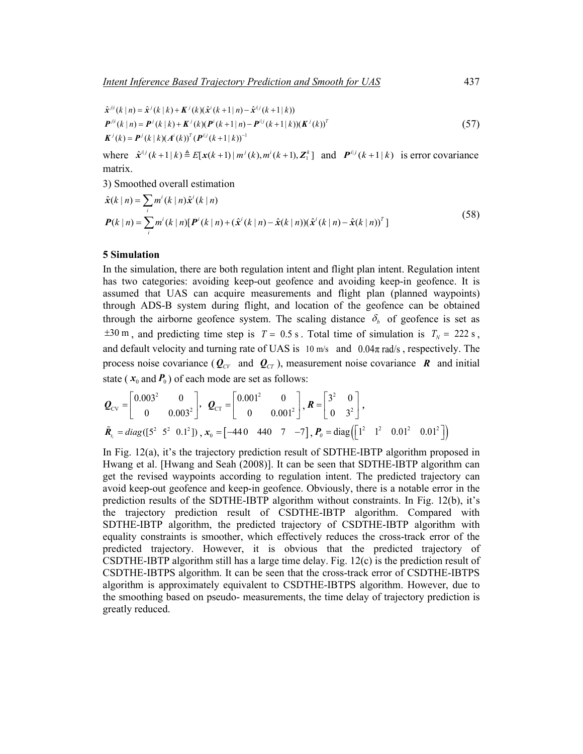$$
\begin{aligned}
&\hat{\boldsymbol{x}}^{j|i}(k \mid n) = \hat{\boldsymbol{x}}^{j}(k \mid k) + \boldsymbol{K}^{j}(k)(\hat{\boldsymbol{x}}^{i}(k+1 \mid n) - \hat{\boldsymbol{x}}^{i|j}(k+1 \mid k)) \\
&\boldsymbol{P}^{j|i}(k \mid n) = \boldsymbol{P}^{j}(k \mid k) + \boldsymbol{K}^{j}(k)(\boldsymbol{P}^{i}(k+1 \mid n) - \boldsymbol{P}^{i|j}(k+1 \mid k))(\boldsymbol{K}^{j}(k))^{T} \\
&\boldsymbol{K}^{j}(k) = \boldsymbol{P}^{j}(k \mid k)(\boldsymbol{A}^{i}(k))^{T}(\boldsymbol{P}^{i|j}(k+1 \mid k))^{-1}
\end{aligned}
\tag{57}
$$

where $\hat{\boldsymbol{x}}^{i|j}(k+1 \mid k) \triangleq E[\boldsymbol{x}(k+1) \mid m^{j}(k), m^{i}(k+1), \boldsymbol{Z}_{1}^{k}]$ and $\boldsymbol{P}^{i|j}(k+1 \mid k)$ is error covariance matrix.

3) Smoothed overall estimation

$$
\begin{aligned}
&\hat{\boldsymbol{x}}(k \mid n) = \sum_{i} m^{i}(k \mid n)\hat{\boldsymbol{x}}^{i}(k \mid n) \\
&\boldsymbol{P}(k \mid n) = \sum_{i} m^{i}(k \mid n)[\boldsymbol{P}^{i}(k \mid n) + (\hat{\boldsymbol{x}}^{i}(k \mid n) - \hat{\boldsymbol{x}}(k \mid n))(\hat{\boldsymbol{x}}^{i}(k \mid n) - \hat{\boldsymbol{x}}(k \mid n))^{T}]
\end{aligned}
\tag{58}
$$

## 5 Simulation

In the simulation, there are both regulation intent and flight plan intent. Regulation intent has two categories: avoiding keep-out geofence and avoiding keep-in geofence. It is assumed that UAS can acquire measurements and flight plan (planned waypoints) through ADS-B system during flight, and location of the geofence can be obtained through the airborne geofence system. The scaling distance $\delta_b$ of geofence is set as $\pm 30$ m, and predicting time step is $T = 0.5$ s. Total time of simulation is $T_N = 222$ s, and default velocity and turning rate of UAS is 10 m/s and $0.04\pi$ rad/s, respectively. The process noise covariance ($\boldsymbol{Q}_{CV}$ and $\boldsymbol{Q}_{CT}$), measurement noise covariance $\boldsymbol{R}$ and initial state ($\boldsymbol{x}_0$ and $\boldsymbol{P}_0$) of each mode are set as follows:

$$
\boldsymbol{Q}_{\mathrm{CV}} = \begin{bmatrix} 0.003^2 & 0 \\ 0 & 0.003^2 \end{bmatrix},\ \boldsymbol{Q}_{\mathrm{CT}} = \begin{bmatrix} 0.001^2 & 0 \\ 0 & 0.001^2 \end{bmatrix},\ \boldsymbol{R} = \begin{bmatrix} 3^2 & 0 \\ 0 & 3^2 \end{bmatrix},
$$

$$
\tilde{\boldsymbol{R}}_{t_i} = diag([5^2\ \ 5^2\ \ 0.1^2]),\ \boldsymbol{x}_0 = \begin{bmatrix} -440 & 440 & 7 & -7 \end{bmatrix},\ \boldsymbol{P}_0 = \mathrm{diag}\left(\begin{bmatrix} 1^2 & 1^2 & 0.01^2 & 0.01^2 \end{bmatrix}\right)
$$

In Fig. 12(a), it's the trajectory prediction result of SDTHE-IBTP algorithm proposed in Hwang et al. [Hwang and Seah (2008)]. It can be seen that SDTHE-IBTP algorithm can get the revised waypoints according to regulation intent. The predicted trajectory can avoid keep-out geofence and keep-in geofence. Obviously, there is a notable error in the prediction results of the SDTHE-IBTP algorithm without constraints. In Fig. 12(b), it's the trajectory prediction result of CSDTHE-IBTP algorithm. Compared with SDTHE-IBTP algorithm, the predicted trajectory of CSDTHE-IBTP algorithm with equality constraints is smoother, which effectively reduces the cross-track error of the predicted trajectory. However, it is obvious that the predicted trajectory of CSDTHE-IBTP algorithm still has a large time delay. Fig. 12(c) is the prediction result of CSDTHE-IBTPS algorithm. It can be seen that the cross-track error of CSDTHE-IBTPS algorithm is approximately equivalent to CSDTHE-IBTPS algorithm. However, due to the smoothing based on pseudo- measurements, the time delay of trajectory prediction is greatly reduced.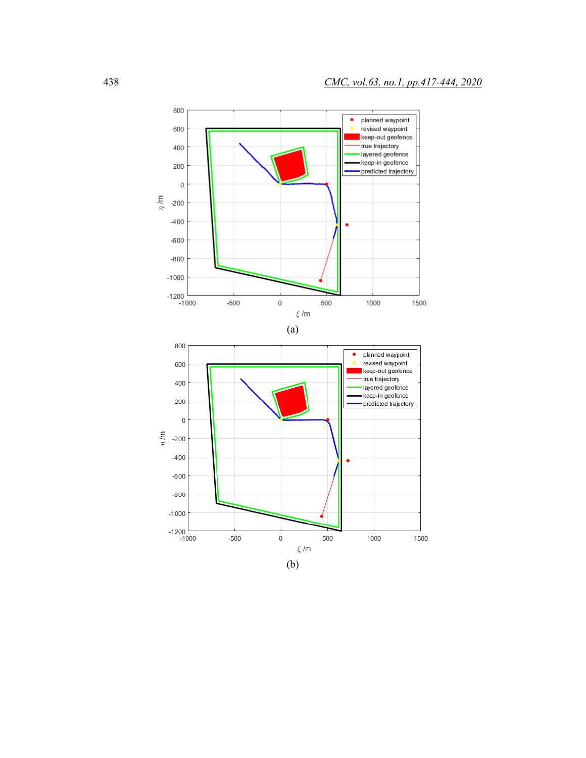800
600
400
200
0
-200
-400
-600
-800
-1000
-1200
-1000 -500 0 500 1000 1500
$\eta$ /m
$\xi$ /m
planned waypoint
revised waypoint
keep-out geofence
true trajectory
layered geofence
keep-in geofence
predicted trajectory

(a)

800
600
400
200
0
-200
-400
-600
-800
-1000
-1200
-1000 -500 0 500 1000 1500
$\eta$ /m
$\xi$ /m
planned waypoint
revised waypoint
keep-out geofence
true trajectory
layered geofence
keep-in geofence
predicted trajectory

(b)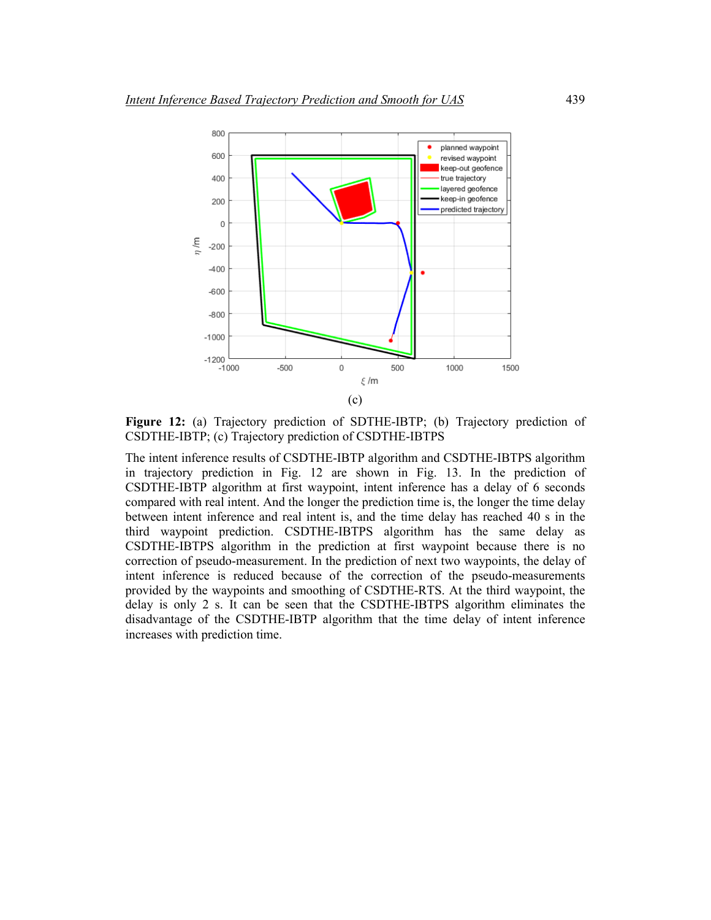800
600
400
200
0
-200
-400
-600
-800
-1000
-1200

-1000 -500 0 500 1000 1500

$\eta$ /m

$\xi$ /m

planned waypoint
revised waypoint
keep-out geofence
true trajectory
layered geofence
keep-in geofence
predicted trajectory

(c)

**Figure 12:** (a) Trajectory prediction of SDTHE-IBTP; (b) Trajectory prediction of CSDTHE-IBTP; (c) Trajectory prediction of CSDTHE-IBTPS

The intent inference results of CSDTHE-IBTP algorithm and CSDTHE-IBTPS algorithm in trajectory prediction in Fig. 12 are shown in Fig. 13. In the prediction of CSDTHE-IBTP algorithm at first waypoint, intent inference has a delay of 6 seconds compared with real intent. And the longer the prediction time is, the longer the time delay between intent inference and real intent is, and the time delay has reached 40 s in the third waypoint prediction. CSDTHE-IBTPS algorithm has the same delay as CSDTHE-IBTPS algorithm in the prediction at first waypoint because there is no correction of pseudo-measurement. In the prediction of next two waypoints, the delay of intent inference is reduced because of the correction of the pseudo-measurements provided by the waypoints and smoothing of CSDTHE-RTS. At the third waypoint, the delay is only 2 s. It can be seen that the CSDTHE-IBTPS algorithm eliminates the disadvantage of the CSDTHE-IBTP algorithm that the time delay of intent inference increases with prediction time.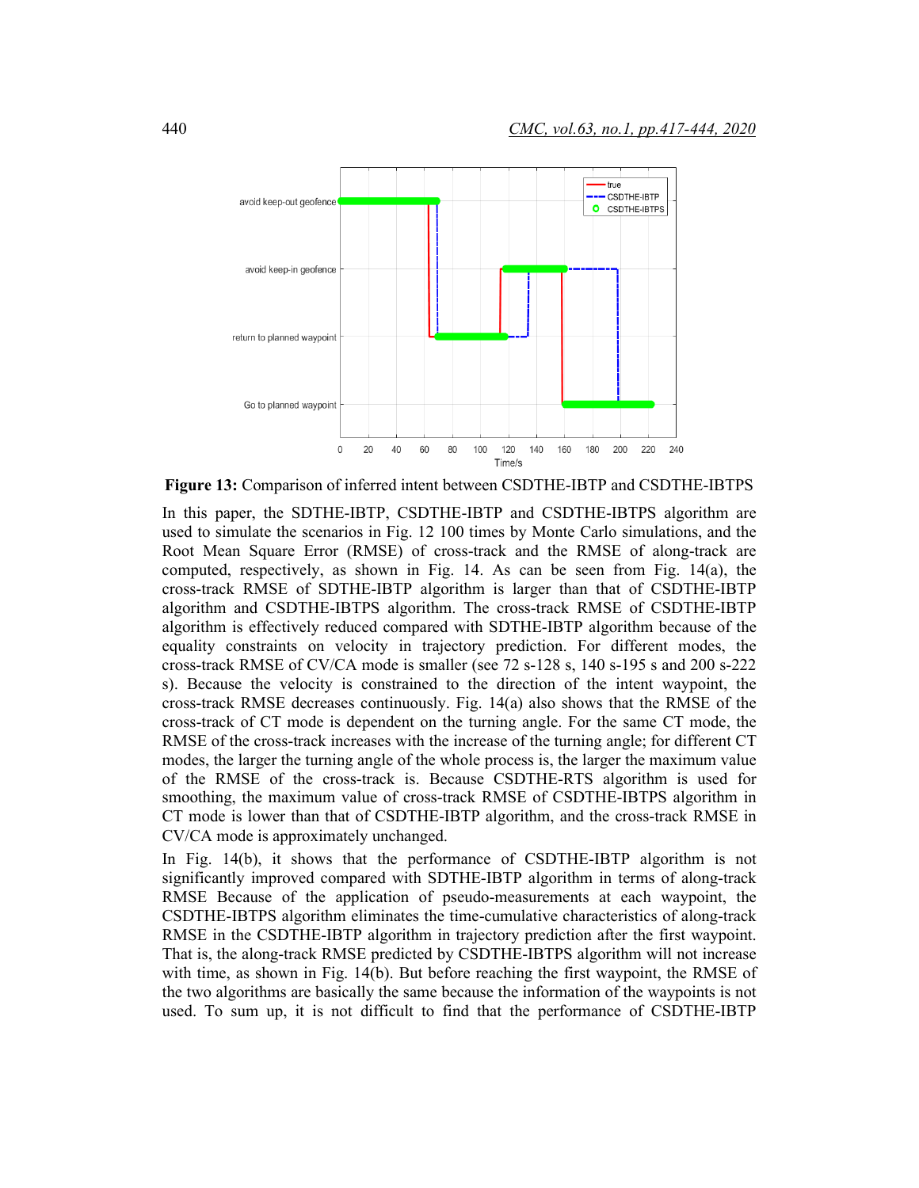avoid keep-out geofence

avoid keep-in geofence

return to planned waypoint

Go to planned waypoint

true

CSDTHE-IBTP

CSDTHE-IBTPS

0 20 40 60 80 100 120 140 160 180 200 220 240

Time/s

**Figure 13:** Comparison of inferred intent between CSDTHE-IBTP and CSDTHE-IBTPS

In this paper, the SDTHE-IBTP, CSDTHE-IBTP and CSDTHE-IBTPS algorithm are used to simulate the scenarios in Fig. 12 100 times by Monte Carlo simulations, and the Root Mean Square Error (RMSE) of cross-track and the RMSE of along-track are computed, respectively, as shown in Fig. 14. As can be seen from Fig. 14(a), the cross-track RMSE of SDTHE-IBTP algorithm is larger than that of CSDTHE-IBTP algorithm and CSDTHE-IBTPS algorithm. The cross-track RMSE of CSDTHE-IBTP algorithm is effectively reduced compared with SDTHE-IBTP algorithm because of the equality constraints on velocity in trajectory prediction. For different modes, the cross-track RMSE of CV/CA mode is smaller (see 72 s-128 s, 140 s-195 s and 200 s-222 s). Because the velocity is constrained to the direction of the intent waypoint, the cross-track RMSE decreases continuously. Fig. 14(a) also shows that the RMSE of the cross-track of CT mode is dependent on the turning angle. For the same CT mode, the RMSE of the cross-track increases with the increase of the turning angle; for different CT modes, the larger the turning angle of the whole process is, the larger the maximum value of the RMSE of the cross-track is. Because CSDTHE-RTS algorithm is used for smoothing, the maximum value of cross-track RMSE of CSDTHE-IBTPS algorithm in CT mode is lower than that of CSDTHE-IBTP algorithm, and the cross-track RMSE in CV/CA mode is approximately unchanged.

In Fig. 14(b), it shows that the performance of CSDTHE-IBTP algorithm is not significantly improved compared with SDTHE-IBTP algorithm in terms of along-track RMSE Because of the application of pseudo-measurements at each waypoint, the CSDTHE-IBTPS algorithm eliminates the time-cumulative characteristics of along-track RMSE in the CSDTHE-IBTP algorithm in trajectory prediction after the first waypoint. That is, the along-track RMSE predicted by CSDTHE-IBTPS algorithm will not increase with time, as shown in Fig. 14(b). But before reaching the first waypoint, the RMSE of the two algorithms are basically the same because the information of the waypoints is not used. To sum up, it is not difficult to find that the performance of CSDTHE-IBTP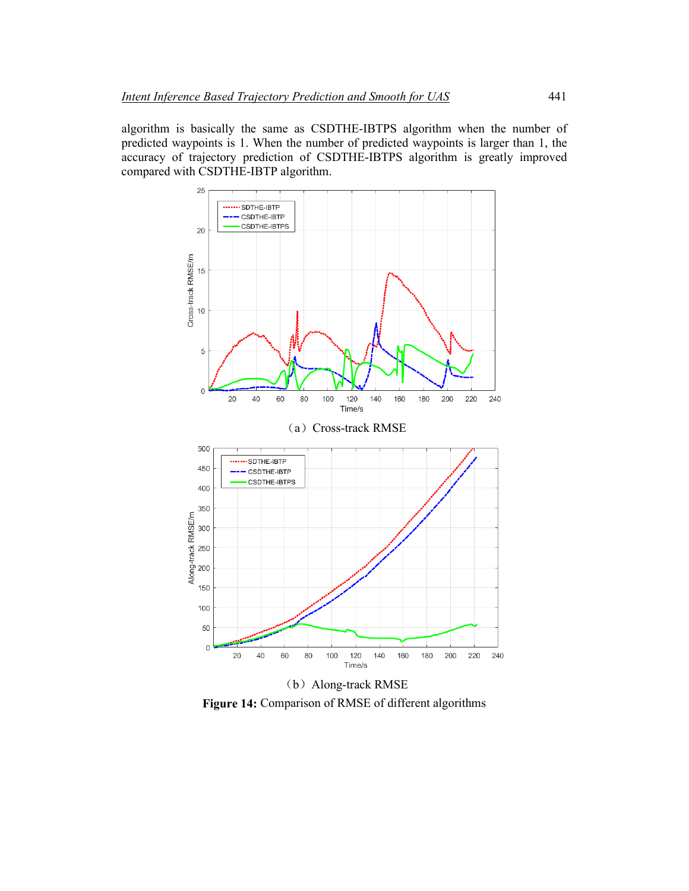algorithm is basically the same as CSDTHE-IBTPS algorithm when the number of predicted waypoints is 1. When the number of predicted waypoints is larger than 1, the accuracy of trajectory prediction of CSDTHE-IBTPS algorithm is greatly improved compared with CSDTHE-IBTP algorithm.

SDTHE-IBTP
CSDTHE-IBTP
CSDTHE-IBTPS

Cross-track RMSE/m

0
5
10
15
20
25

20 40 60 80 100 120 140 160 180 200 220 240

Time/s

（a）Cross-track RMSE

SDTHE-IBTP
CSDTHE-IBTP
CSDTHE-IBTPS

Along-track RMSE/m

0
50
100
150
200
250
300
350
400
450
500

20 40 60 80 100 120 140 160 180 200 220 240

Time/s

（b）Along-track RMSE

**Figure 14:** Comparison of RMSE of different algorithms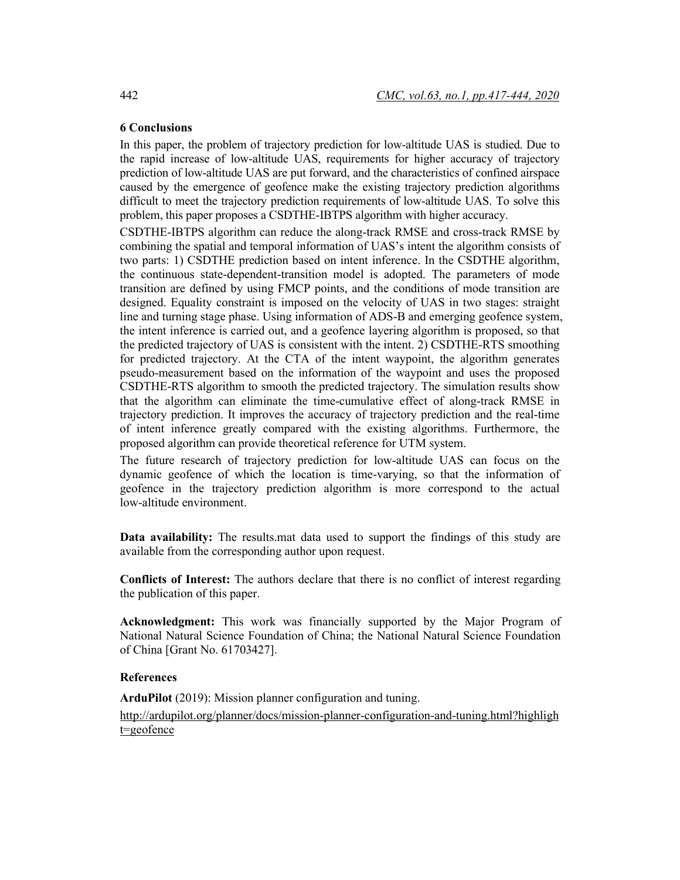## 6 Conclusions

In this paper, the problem of trajectory prediction for low-altitude UAS is studied. Due to the rapid increase of low-altitude UAS, requirements for higher accuracy of trajectory prediction of low-altitude UAS are put forward, and the characteristics of confined airspace caused by the emergence of geofence make the existing trajectory prediction algorithms difficult to meet the trajectory prediction requirements of low-altitude UAS. To solve this problem, this paper proposes a CSDTHE-IBTPS algorithm with higher accuracy.

CSDTHE-IBTPS algorithm can reduce the along-track RMSE and cross-track RMSE by combining the spatial and temporal information of UAS's intent the algorithm consists of two parts: 1) CSDTHE prediction based on intent inference. In the CSDTHE algorithm, the continuous state-dependent-transition model is adopted. The parameters of mode transition are defined by using FMCP points, and the conditions of mode transition are designed. Equality constraint is imposed on the velocity of UAS in two stages: straight line and turning stage phase. Using information of ADS-B and emerging geofence system, the intent inference is carried out, and a geofence layering algorithm is proposed, so that the predicted trajectory of UAS is consistent with the intent. 2) CSDTHE-RTS smoothing for predicted trajectory. At the CTA of the intent waypoint, the algorithm generates pseudo-measurement based on the information of the waypoint and uses the proposed CSDTHE-RTS algorithm to smooth the predicted trajectory. The simulation results show that the algorithm can eliminate the time-cumulative effect of along-track RMSE in trajectory prediction. It improves the accuracy of trajectory prediction and the real-time of intent inference greatly compared with the existing algorithms. Furthermore, the proposed algorithm can provide theoretical reference for UTM system.

The future research of trajectory prediction for low-altitude UAS can focus on the dynamic geofence of which the location is time-varying, so that the information of geofence in the trajectory prediction algorithm is more correspond to the actual low-altitude environment.

**Data availability:** The results.mat data used to support the findings of this study are available from the corresponding author upon request.

**Conflicts of Interest:** The authors declare that there is no conflict of interest regarding the publication of this paper.

**Acknowledgment:** This work was financially supported by the Major Program of National Natural Science Foundation of China; the National Natural Science Foundation of China [Grant No. 61703427].

## References

**ArduPilot** (2019): Mission planner configuration and tuning. http://ardupilot.org/planner/docs/mission-planner-configuration-and-tuning.html?highlight=geofence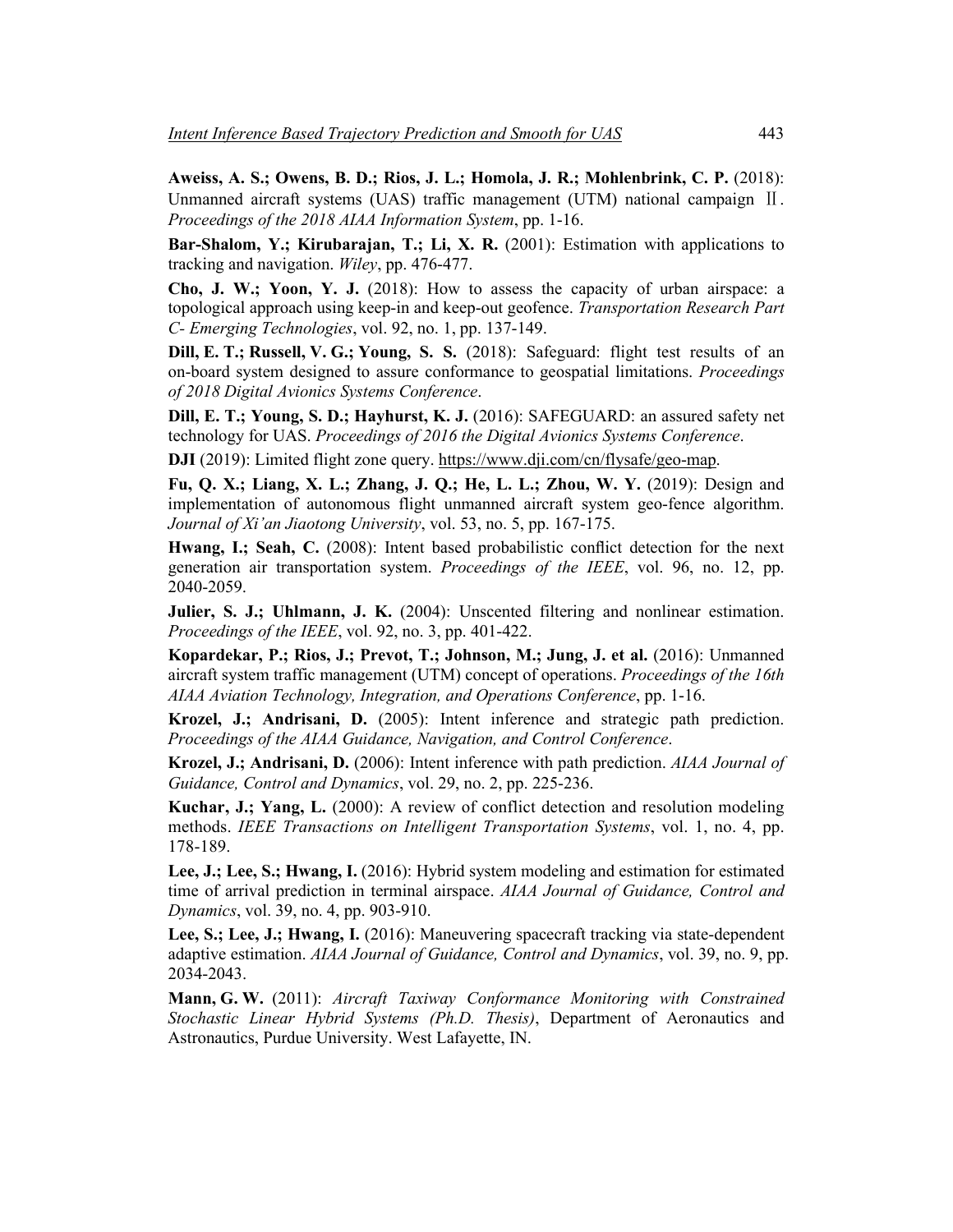**Aweiss, A. S.; Owens, B. D.; Rios, J. L.; Homola, J. R.; Mohlenbrink, C. P.** (2018): Unmanned aircraft systems (UAS) traffic management (UTM) national campaign Ⅱ. *Proceedings of the 2018 AIAA Information System*, pp. 1-16.

**Bar-Shalom, Y.; Kirubarajan, T.; Li, X. R.** (2001): Estimation with applications to tracking and navigation. *Wiley*, pp. 476-477.

**Cho, J. W.; Yoon, Y. J.** (2018): How to assess the capacity of urban airspace: a topological approach using keep-in and keep-out geofence. *Transportation Research Part C- Emerging Technologies*, vol. 92, no. 1, pp. 137-149.

**Dill, E. T.; Russell, V. G.; Young, S. S.** (2018): Safeguard: flight test results of an on-board system designed to assure conformance to geospatial limitations. *Proceedings of 2018 Digital Avionics Systems Conference*.

**Dill, E. T.; Young, S. D.; Hayhurst, K. J.** (2016): SAFEGUARD: an assured safety net technology for UAS. *Proceedings of 2016 the Digital Avionics Systems Conference*.

**DJI** (2019): Limited flight zone query. https://www.dji.com/cn/flysafe/geo-map.

**Fu, Q. X.; Liang, X. L.; Zhang, J. Q.; He, L. L.; Zhou, W. Y.** (2019): Design and implementation of autonomous flight unmanned aircraft system geo-fence algorithm. *Journal of Xi'an Jiaotong University*, vol. 53, no. 5, pp. 167-175.

**Hwang, I.; Seah, C.** (2008): Intent based probabilistic conflict detection for the next generation air transportation system. *Proceedings of the IEEE*, vol. 96, no. 12, pp. 2040-2059.

**Julier, S. J.; Uhlmann, J. K.** (2004): Unscented filtering and nonlinear estimation. *Proceedings of the IEEE*, vol. 92, no. 3, pp. 401-422.

**Kopardekar, P.; Rios, J.; Prevot, T.; Johnson, M.; Jung, J. et al.** (2016): Unmanned aircraft system traffic management (UTM) concept of operations. *Proceedings of the 16th AIAA Aviation Technology, Integration, and Operations Conference*, pp. 1-16.

**Krozel, J.; Andrisani, D.** (2005): Intent inference and strategic path prediction. *Proceedings of the AIAA Guidance, Navigation, and Control Conference*.

**Krozel, J.; Andrisani, D.** (2006): Intent inference with path prediction. *AIAA Journal of Guidance, Control and Dynamics*, vol. 29, no. 2, pp. 225-236.

**Kuchar, J.; Yang, L.** (2000): A review of conflict detection and resolution modeling methods. *IEEE Transactions on Intelligent Transportation Systems*, vol. 1, no. 4, pp. 178-189.

**Lee, J.; Lee, S.; Hwang, I.** (2016): Hybrid system modeling and estimation for estimated time of arrival prediction in terminal airspace. *AIAA Journal of Guidance, Control and Dynamics*, vol. 39, no. 4, pp. 903-910.

**Lee, S.; Lee, J.; Hwang, I.** (2016): Maneuvering spacecraft tracking via state-dependent adaptive estimation. *AIAA Journal of Guidance, Control and Dynamics*, vol. 39, no. 9, pp. 2034-2043.

**Mann, G. W.** (2011): *Aircraft Taxiway Conformance Monitoring with Constrained Stochastic Linear Hybrid Systems (Ph.D. Thesis)*, Department of Aeronautics and Astronautics, Purdue University. West Lafayette, IN.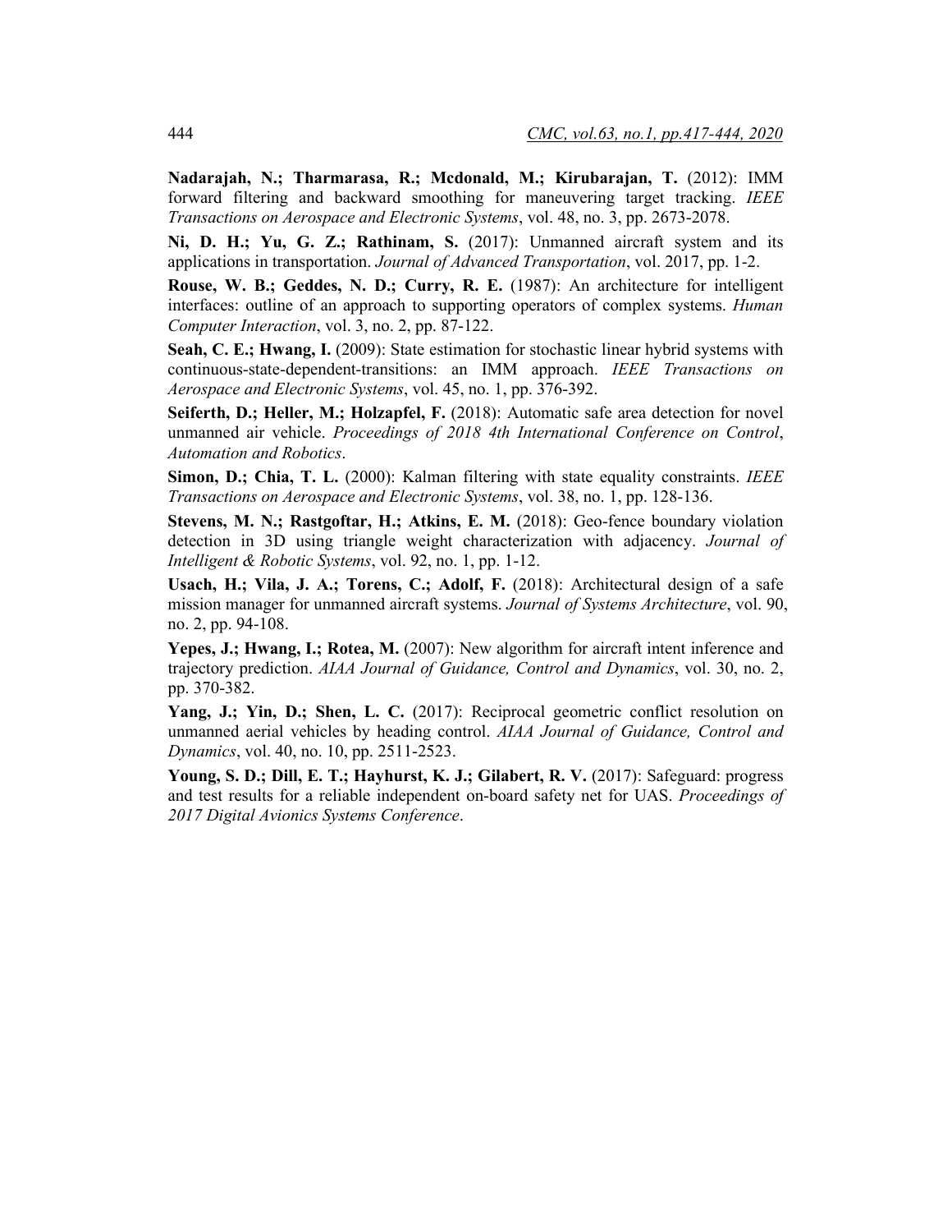**Nadarajah, N.; Tharmarasa, R.; Mcdonald, M.; Kirubarajan, T.** (2012): IMM forward filtering and backward smoothing for maneuvering target tracking. *IEEE Transactions on Aerospace and Electronic Systems*, vol. 48, no. 3, pp. 2673-2078.

**Ni, D. H.; Yu, G. Z.; Rathinam, S.** (2017): Unmanned aircraft system and its applications in transportation. *Journal of Advanced Transportation*, vol. 2017, pp. 1-2.

**Rouse, W. B.; Geddes, N. D.; Curry, R. E.** (1987): An architecture for intelligent interfaces: outline of an approach to supporting operators of complex systems. *Human Computer Interaction*, vol. 3, no. 2, pp. 87-122.

**Seah, C. E.; Hwang, I.** (2009): State estimation for stochastic linear hybrid systems with continuous-state-dependent-transitions: an IMM approach. *IEEE Transactions on Aerospace and Electronic Systems*, vol. 45, no. 1, pp. 376-392.

**Seiferth, D.; Heller, M.; Holzapfel, F.** (2018): Automatic safe area detection for novel unmanned air vehicle. *Proceedings of 2018 4th International Conference on Control*, *Automation and Robotics*.

**Simon, D.; Chia, T. L.** (2000): Kalman filtering with state equality constraints. *IEEE Transactions on Aerospace and Electronic Systems*, vol. 38, no. 1, pp. 128-136.

**Stevens, M. N.; Rastgoftar, H.; Atkins, E. M.** (2018): Geo-fence boundary violation detection in 3D using triangle weight characterization with adjacency. *Journal of Intelligent & Robotic Systems*, vol. 92, no. 1, pp. 1-12.

**Usach, H.; Vila, J. A.; Torens, C.; Adolf, F.** (2018): Architectural design of a safe mission manager for unmanned aircraft systems. *Journal of Systems Architecture*, vol. 90, no. 2, pp. 94-108.

**Yepes, J.; Hwang, I.; Rotea, M.** (2007): New algorithm for aircraft intent inference and trajectory prediction. *AIAA Journal of Guidance, Control and Dynamics*, vol. 30, no. 2, pp. 370-382.

**Yang, J.; Yin, D.; Shen, L. C.** (2017): Reciprocal geometric conflict resolution on unmanned aerial vehicles by heading control. *AIAA Journal of Guidance, Control and Dynamics*, vol. 40, no. 10, pp. 2511-2523.

**Young, S. D.; Dill, E. T.; Hayhurst, K. J.; Gilabert, R. V.** (2017): Safeguard: progress and test results for a reliable independent on-board safety net for UAS. *Proceedings of 2017 Digital Avionics Systems Conference*.